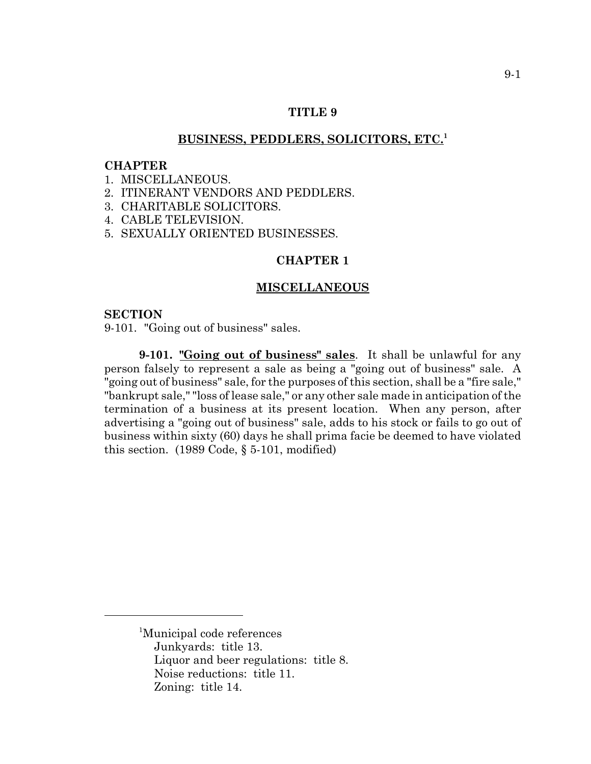# TITLE 9

## BUSINESS, PEDDLERS, SOLICITORS, ETC.[1]

**CHAPTER**

1. MISCELLANEOUS.
2. ITINERANT VENDORS AND PEDDLERS.
3. CHARITABLE SOLICITORS.
4. CABLE TELEVISION.
5. SEXUALLY ORIENTED BUSINESSES.

## CHAPTER 1

## MISCELLANEOUS

**SECTION**

9-101. "Going out of business" sales.

**9-101. "Going out of business" sales**. It shall be unlawful for any person falsely to represent a sale as being a "going out of business" sale. A "going out of business" sale, for the purposes of this section, shall be a "fire sale," "bankrupt sale," "loss of lease sale," or any other sale made in anticipation of the termination of a business at its present location. When any person, after advertising a "going out of business" sale, adds to his stock or fails to go out of business within sixty (60) days he shall prima facie be deemed to have violated this section. (1989 Code, § 5-101, modified)

---

[1]Municipal code references

Junkyards: title 13.

Liquor and beer regulations: title 8.

Noise reductions: title 11.

Zoning: title 14.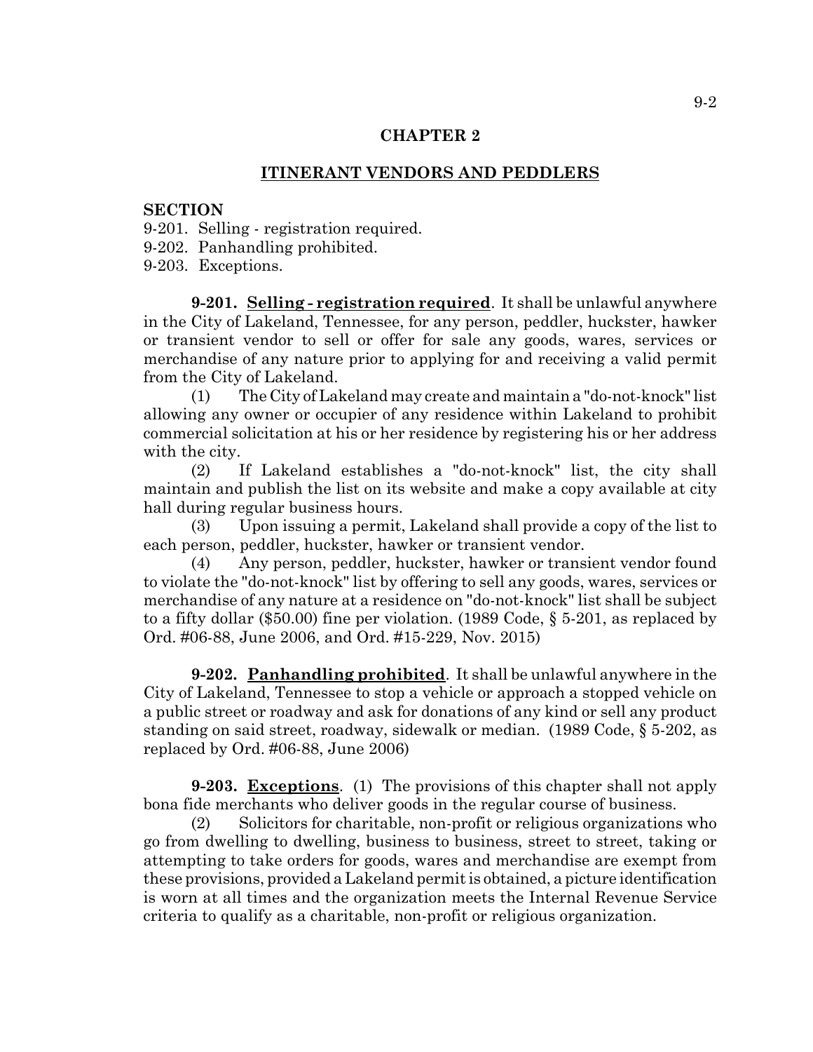## CHAPTER 2

## ITINERANT VENDORS AND PEDDLERS

**SECTION**

9-201. Selling - registration required.
9-202. Panhandling prohibited.
9-203. Exceptions.

**9-201. Selling - registration required**. It shall be unlawful anywhere in the City of Lakeland, Tennessee, for any person, peddler, huckster, hawker or transient vendor to sell or offer for sale any goods, wares, services or merchandise of any nature prior to applying for and receiving a valid permit from the City of Lakeland.

(1) The City of Lakeland may create and maintain a "do-not-knock" list allowing any owner or occupier of any residence within Lakeland to prohibit commercial solicitation at his or her residence by registering his or her address with the city.

(2) If Lakeland establishes a "do-not-knock" list, the city shall maintain and publish the list on its website and make a copy available at city hall during regular business hours.

(3) Upon issuing a permit, Lakeland shall provide a copy of the list to each person, peddler, huckster, hawker or transient vendor.

(4) Any person, peddler, huckster, hawker or transient vendor found to violate the "do-not-knock" list by offering to sell any goods, wares, services or merchandise of any nature at a residence on "do-not-knock" list shall be subject to a fifty dollar ($50.00) fine per violation. (1989 Code, § 5-201, as replaced by Ord. #06-88, June 2006, and Ord. #15-229, Nov. 2015)

**9-202. Panhandling prohibited**. It shall be unlawful anywhere in the City of Lakeland, Tennessee to stop a vehicle or approach a stopped vehicle on a public street or roadway and ask for donations of any kind or sell any product standing on said street, roadway, sidewalk or median. (1989 Code, § 5-202, as replaced by Ord. #06-88, June 2006)

**9-203. Exceptions**. (1) The provisions of this chapter shall not apply bona fide merchants who deliver goods in the regular course of business.

(2) Solicitors for charitable, non-profit or religious organizations who go from dwelling to dwelling, business to business, street to street, taking or attempting to take orders for goods, wares and merchandise are exempt from these provisions, provided a Lakeland permit is obtained, a picture identification is worn at all times and the organization meets the Internal Revenue Service criteria to qualify as a charitable, non-profit or religious organization.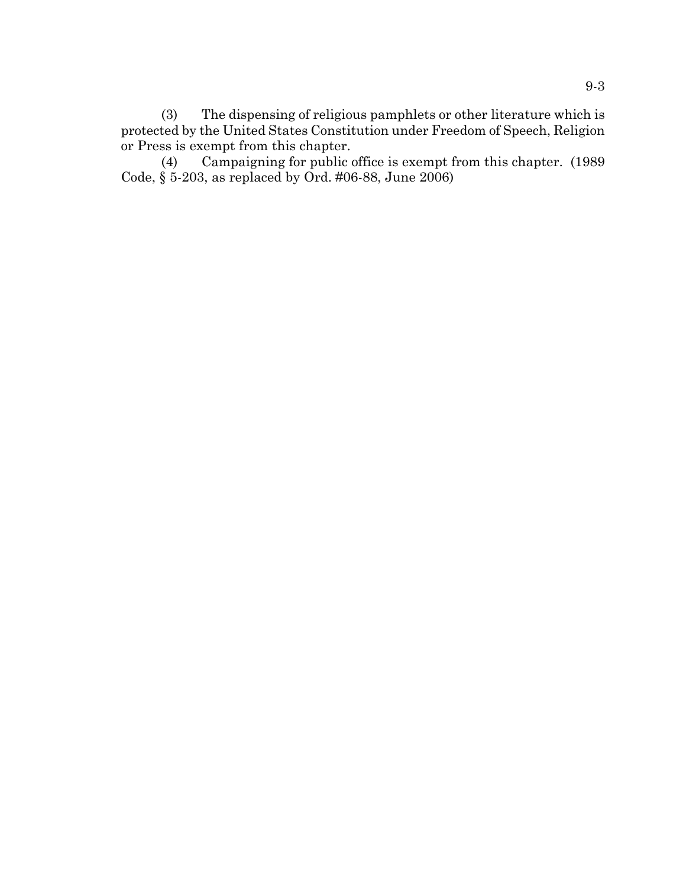(3) The dispensing of religious pamphlets or other literature which is protected by the United States Constitution under Freedom of Speech, Religion or Press is exempt from this chapter.

(4) Campaigning for public office is exempt from this chapter. (1989 Code, § 5-203, as replaced by Ord. #06-88, June 2006)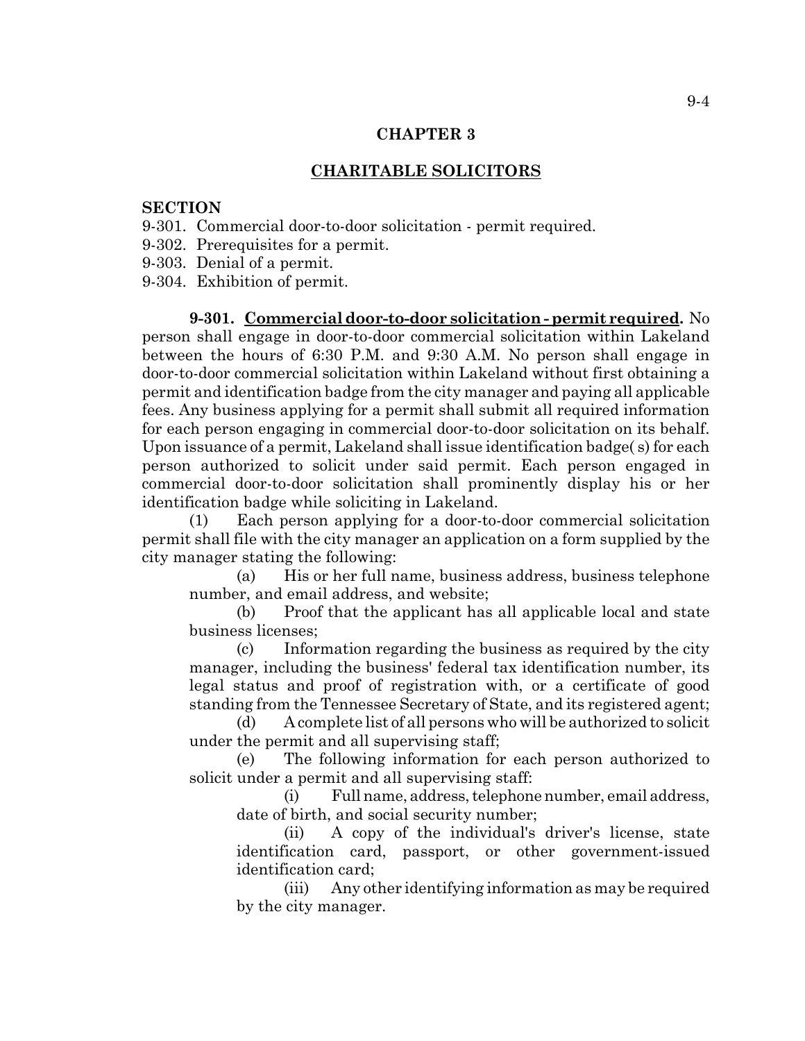# CHAPTER 3

## CHARITABLE SOLICITORS

**SECTION**

9-301. Commercial door-to-door solicitation - permit required.
9-302. Prerequisites for a permit.
9-303. Denial of a permit.
9-304. Exhibition of permit.

**9-301. Commercial door-to-door solicitation - permit required.** No person shall engage in door-to-door commercial solicitation within Lakeland between the hours of 6:30 P.M. and 9:30 A.M. No person shall engage in door-to-door commercial solicitation within Lakeland without first obtaining a permit and identification badge from the city manager and paying all applicable fees. Any business applying for a permit shall submit all required information for each person engaging in commercial door-to-door solicitation on its behalf. Upon issuance of a permit, Lakeland shall issue identification badge( s) for each person authorized to solicit under said permit. Each person engaged in commercial door-to-door solicitation shall prominently display his or her identification badge while soliciting in Lakeland.

(1) Each person applying for a door-to-door commercial solicitation permit shall file with the city manager an application on a form supplied by the city manager stating the following:

(a) His or her full name, business address, business telephone number, and email address, and website;

(b) Proof that the applicant has all applicable local and state business licenses;

(c) Information regarding the business as required by the city manager, including the business' federal tax identification number, its legal status and proof of registration with, or a certificate of good standing from the Tennessee Secretary of State, and its registered agent;

(d) A complete list of all persons who will be authorized to solicit under the permit and all supervising staff;

(e) The following information for each person authorized to solicit under a permit and all supervising staff:

(i) Full name, address, telephone number, email address, date of birth, and social security number;

(ii) A copy of the individual's driver's license, state identification card, passport, or other government-issued identification card;

(iii) Any other identifying information as may be required by the city manager.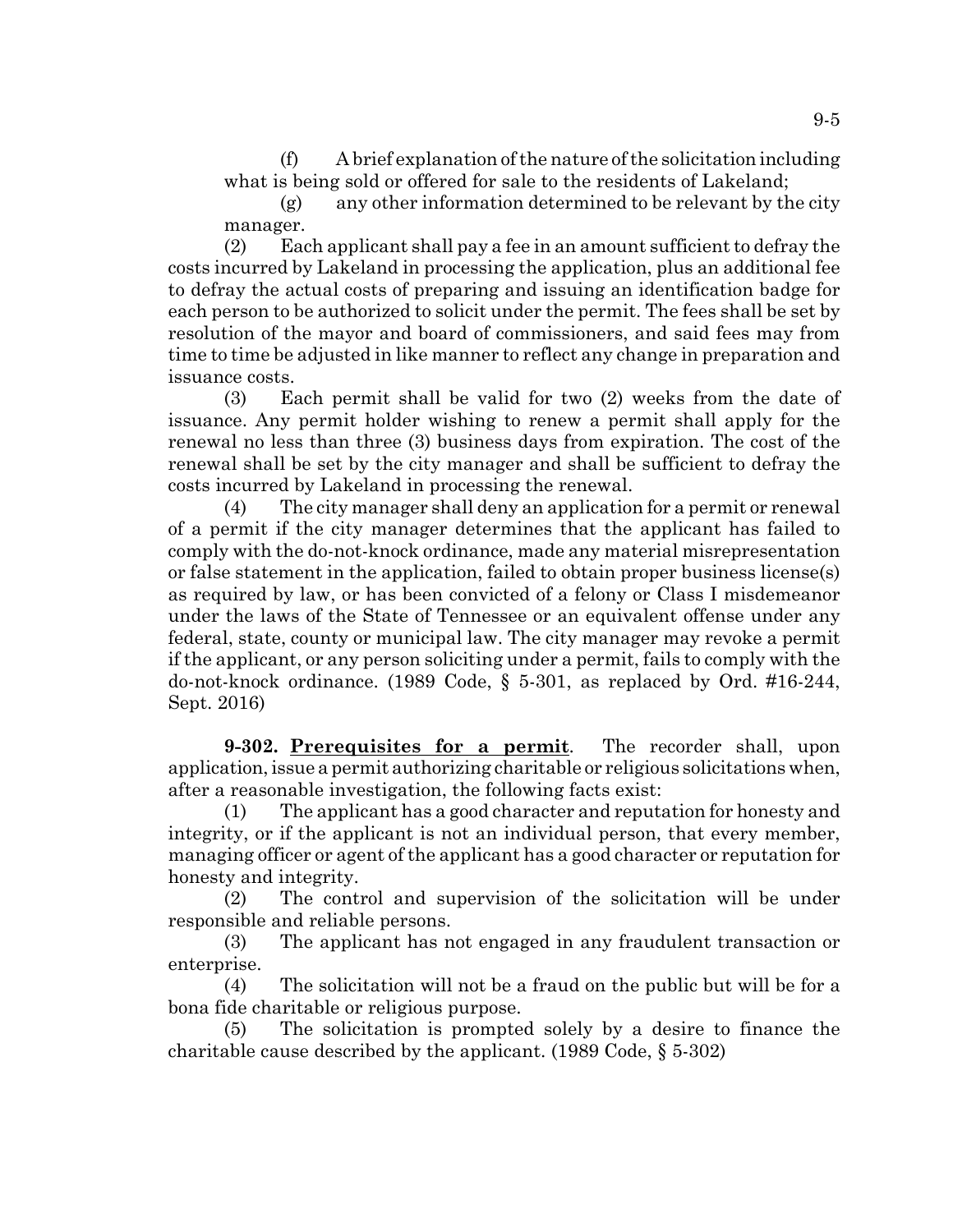(f) A brief explanation of the nature of the solicitation including what is being sold or offered for sale to the residents of Lakeland;

(g) any other information determined to be relevant by the city manager.

(2) Each applicant shall pay a fee in an amount sufficient to defray the costs incurred by Lakeland in processing the application, plus an additional fee to defray the actual costs of preparing and issuing an identification badge for each person to be authorized to solicit under the permit. The fees shall be set by resolution of the mayor and board of commissioners, and said fees may from time to time be adjusted in like manner to reflect any change in preparation and issuance costs.

(3) Each permit shall be valid for two (2) weeks from the date of issuance. Any permit holder wishing to renew a permit shall apply for the renewal no less than three (3) business days from expiration. The cost of the renewal shall be set by the city manager and shall be sufficient to defray the costs incurred by Lakeland in processing the renewal.

(4) The city manager shall deny an application for a permit or renewal of a permit if the city manager determines that the applicant has failed to comply with the do-not-knock ordinance, made any material misrepresentation or false statement in the application, failed to obtain proper business license(s) as required by law, or has been convicted of a felony or Class I misdemeanor under the laws of the State of Tennessee or an equivalent offense under any federal, state, county or municipal law. The city manager may revoke a permit if the applicant, or any person soliciting under a permit, fails to comply with the do-not-knock ordinance. (1989 Code, § 5-301, as replaced by Ord. #16-244, Sept. 2016)

**9-302. Prerequisites for a permit**. The recorder shall, upon application, issue a permit authorizing charitable or religious solicitations when, after a reasonable investigation, the following facts exist:

(1) The applicant has a good character and reputation for honesty and integrity, or if the applicant is not an individual person, that every member, managing officer or agent of the applicant has a good character or reputation for honesty and integrity.

(2) The control and supervision of the solicitation will be under responsible and reliable persons.

(3) The applicant has not engaged in any fraudulent transaction or enterprise.

(4) The solicitation will not be a fraud on the public but will be for a bona fide charitable or religious purpose.

(5) The solicitation is prompted solely by a desire to finance the charitable cause described by the applicant. (1989 Code, § 5-302)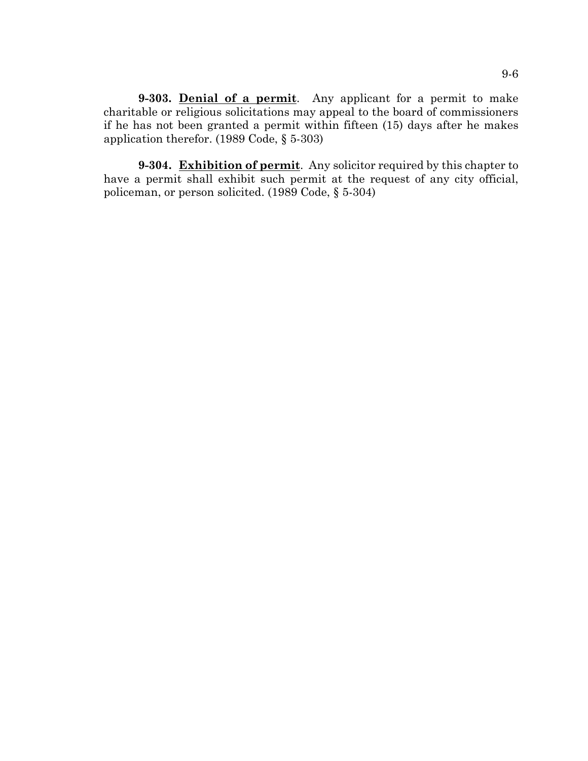**9-303. Denial of a permit**. Any applicant for a permit to make charitable or religious solicitations may appeal to the board of commissioners if he has not been granted a permit within fifteen (15) days after he makes application therefor. (1989 Code, § 5-303)

**9-304. Exhibition of permit**. Any solicitor required by this chapter to have a permit shall exhibit such permit at the request of any city official, policeman, or person solicited. (1989 Code, § 5-304)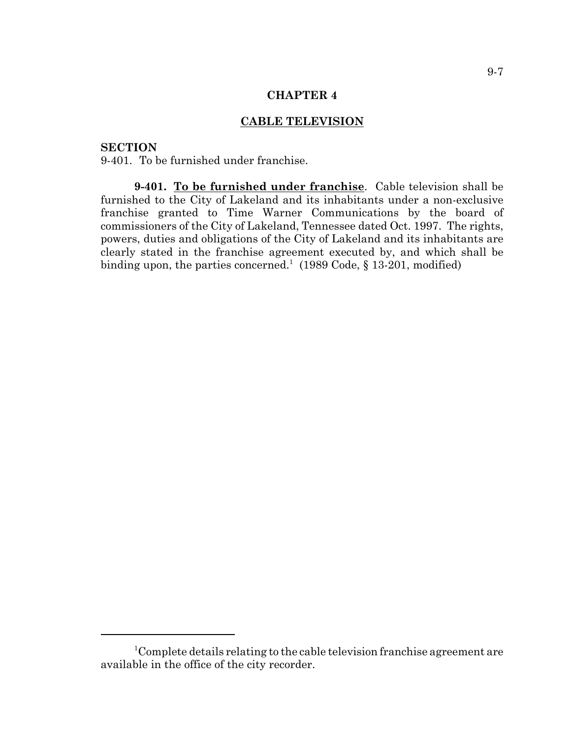# CHAPTER 4

## CABLE TELEVISION

**SECTION**

9-401. To be furnished under franchise.

**9-401. To be furnished under franchise**. Cable television shall be furnished to the City of Lakeland and its inhabitants under a non-exclusive franchise granted to Time Warner Communications by the board of commissioners of the City of Lakeland, Tennessee dated Oct. 1997. The rights, powers, duties and obligations of the City of Lakeland and its inhabitants are clearly stated in the franchise agreement executed by, and which shall be binding upon, the parties concerned.[1] (1989 Code, § 13-201, modified)

---

[1] Complete details relating to the cable television franchise agreement are available in the office of the city recorder.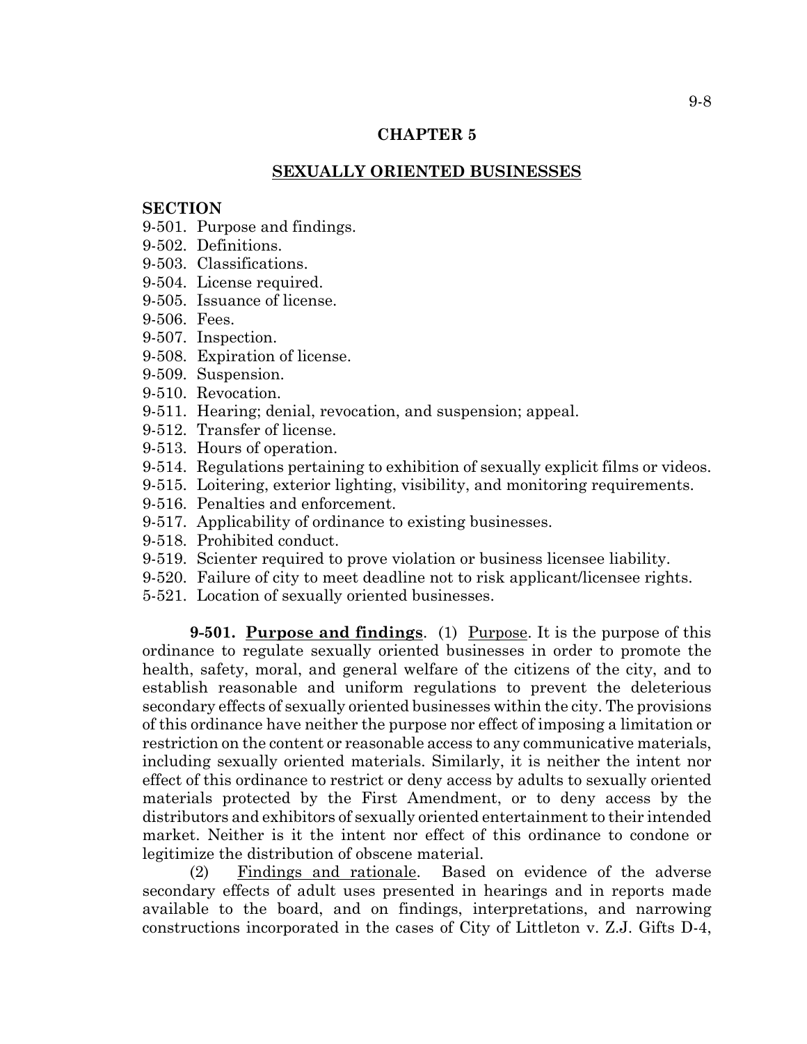## CHAPTER 5

## SEXUALLY ORIENTED BUSINESSES

**SECTION**

9-501. Purpose and findings.
9-502. Definitions.
9-503. Classifications.
9-504. License required.
9-505. Issuance of license.
9-506. Fees.
9-507. Inspection.
9-508. Expiration of license.
9-509. Suspension.
9-510. Revocation.
9-511. Hearing; denial, revocation, and suspension; appeal.
9-512. Transfer of license.
9-513. Hours of operation.
9-514. Regulations pertaining to exhibition of sexually explicit films or videos.
9-515. Loitering, exterior lighting, visibility, and monitoring requirements.
9-516. Penalties and enforcement.
9-517. Applicability of ordinance to existing businesses.
9-518. Prohibited conduct.
9-519. Scienter required to prove violation or business licensee liability.
9-520. Failure of city to meet deadline not to risk applicant/licensee rights.
5-521. Location of sexually oriented businesses.

**9-501. <u>Purpose and findings</u>**. (1) <u>Purpose</u>. It is the purpose of this ordinance to regulate sexually oriented businesses in order to promote the health, safety, moral, and general welfare of the citizens of the city, and to establish reasonable and uniform regulations to prevent the deleterious secondary effects of sexually oriented businesses within the city. The provisions of this ordinance have neither the purpose nor effect of imposing a limitation or restriction on the content or reasonable access to any communicative materials, including sexually oriented materials. Similarly, it is neither the intent nor effect of this ordinance to restrict or deny access by adults to sexually oriented materials protected by the First Amendment, or to deny access by the distributors and exhibitors of sexually oriented entertainment to their intended market. Neither is it the intent nor effect of this ordinance to condone or legitimize the distribution of obscene material.

(2) <u>Findings and rationale</u>. Based on evidence of the adverse secondary effects of adult uses presented in hearings and in reports made available to the board, and on findings, interpretations, and narrowing constructions incorporated in the cases of City of Littleton v. Z.J. Gifts D-4,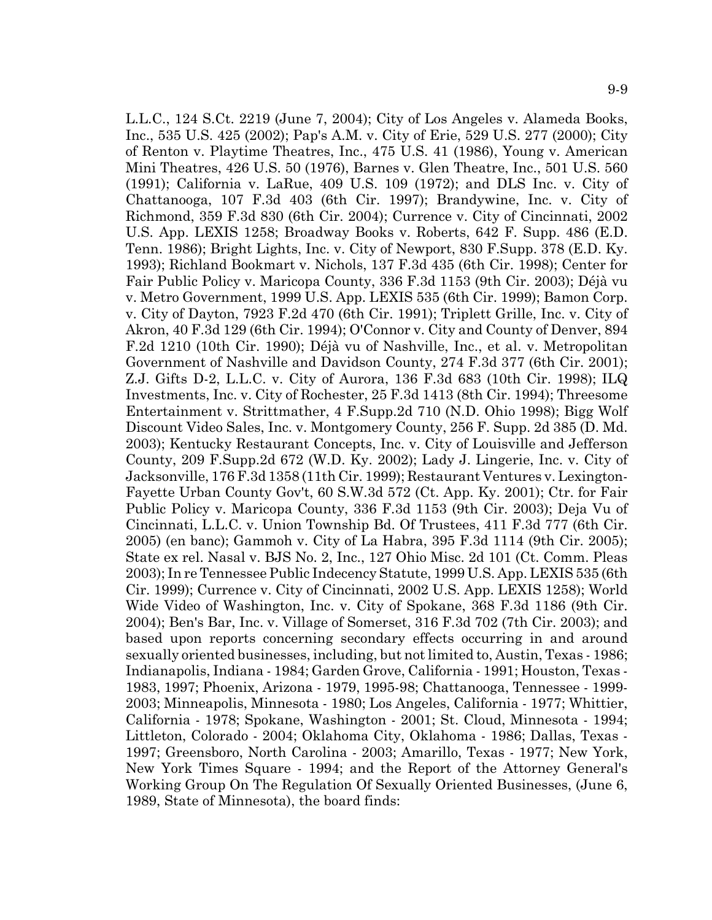L.L.C., 124 S.Ct. 2219 (June 7, 2004); City of Los Angeles v. Alameda Books, Inc., 535 U.S. 425 (2002); Pap's A.M. v. City of Erie, 529 U.S. 277 (2000); City of Renton v. Playtime Theatres, Inc., 475 U.S. 41 (1986), Young v. American Mini Theatres, 426 U.S. 50 (1976), Barnes v. Glen Theatre, Inc., 501 U.S. 560 (1991); California v. LaRue, 409 U.S. 109 (1972); and DLS Inc. v. City of Chattanooga, 107 F.3d 403 (6th Cir. 1997); Brandywine, Inc. v. City of Richmond, 359 F.3d 830 (6th Cir. 2004); Currence v. City of Cincinnati, 2002 U.S. App. LEXIS 1258; Broadway Books v. Roberts, 642 F. Supp. 486 (E.D. Tenn. 1986); Bright Lights, Inc. v. City of Newport, 830 F.Supp. 378 (E.D. Ky. 1993); Richland Bookmart v. Nichols, 137 F.3d 435 (6th Cir. 1998); Center for Fair Public Policy v. Maricopa County, 336 F.3d 1153 (9th Cir. 2003); Déjà vu v. Metro Government, 1999 U.S. App. LEXIS 535 (6th Cir. 1999); Bamon Corp. v. City of Dayton, 7923 F.2d 470 (6th Cir. 1991); Triplett Grille, Inc. v. City of Akron, 40 F.3d 129 (6th Cir. 1994); O'Connor v. City and County of Denver, 894 F.2d 1210 (10th Cir. 1990); Déjà vu of Nashville, Inc., et al. v. Metropolitan Government of Nashville and Davidson County, 274 F.3d 377 (6th Cir. 2001); Z.J. Gifts D-2, L.L.C. v. City of Aurora, 136 F.3d 683 (10th Cir. 1998); ILQ Investments, Inc. v. City of Rochester, 25 F.3d 1413 (8th Cir. 1994); Threesome Entertainment v. Strittmather, 4 F.Supp.2d 710 (N.D. Ohio 1998); Bigg Wolf Discount Video Sales, Inc. v. Montgomery County, 256 F. Supp. 2d 385 (D. Md. 2003); Kentucky Restaurant Concepts, Inc. v. City of Louisville and Jefferson County, 209 F.Supp.2d 672 (W.D. Ky. 2002); Lady J. Lingerie, Inc. v. City of Jacksonville, 176 F.3d 1358 (11th Cir. 1999); Restaurant Ventures v. Lexington-Fayette Urban County Gov't, 60 S.W.3d 572 (Ct. App. Ky. 2001); Ctr. for Fair Public Policy v. Maricopa County, 336 F.3d 1153 (9th Cir. 2003); Deja Vu of Cincinnati, L.L.C. v. Union Township Bd. Of Trustees, 411 F.3d 777 (6th Cir. 2005) (en banc); Gammoh v. City of La Habra, 395 F.3d 1114 (9th Cir. 2005); State ex rel. Nasal v. BJS No. 2, Inc., 127 Ohio Misc. 2d 101 (Ct. Comm. Pleas 2003); In re Tennessee Public Indecency Statute, 1999 U.S. App. LEXIS 535 (6th Cir. 1999); Currence v. City of Cincinnati, 2002 U.S. App. LEXIS 1258); World Wide Video of Washington, Inc. v. City of Spokane, 368 F.3d 1186 (9th Cir. 2004); Ben's Bar, Inc. v. Village of Somerset, 316 F.3d 702 (7th Cir. 2003); and based upon reports concerning secondary effects occurring in and around sexually oriented businesses, including, but not limited to, Austin, Texas - 1986; Indianapolis, Indiana - 1984; Garden Grove, California - 1991; Houston, Texas - 1983, 1997; Phoenix, Arizona - 1979, 1995-98; Chattanooga, Tennessee - 1999-2003; Minneapolis, Minnesota - 1980; Los Angeles, California - 1977; Whittier, California - 1978; Spokane, Washington - 2001; St. Cloud, Minnesota - 1994; Littleton, Colorado - 2004; Oklahoma City, Oklahoma - 1986; Dallas, Texas - 1997; Greensboro, North Carolina - 2003; Amarillo, Texas - 1977; New York, New York Times Square - 1994; and the Report of the Attorney General's Working Group On The Regulation Of Sexually Oriented Businesses, (June 6, 1989, State of Minnesota), the board finds: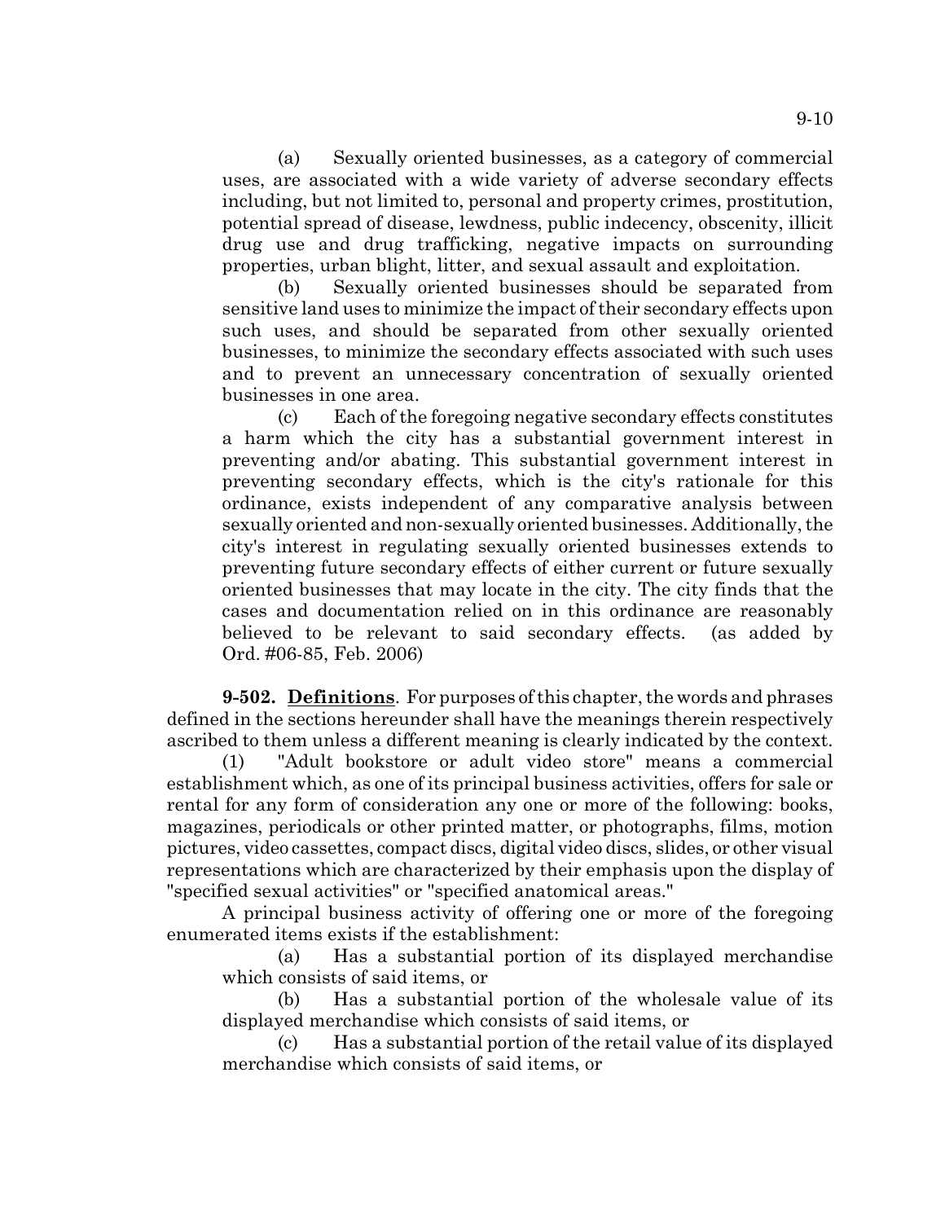(a) Sexually oriented businesses, as a category of commercial uses, are associated with a wide variety of adverse secondary effects including, but not limited to, personal and property crimes, prostitution, potential spread of disease, lewdness, public indecency, obscenity, illicit drug use and drug trafficking, negative impacts on surrounding properties, urban blight, litter, and sexual assault and exploitation.

(b) Sexually oriented businesses should be separated from sensitive land uses to minimize the impact of their secondary effects upon such uses, and should be separated from other sexually oriented businesses, to minimize the secondary effects associated with such uses and to prevent an unnecessary concentration of sexually oriented businesses in one area.

(c) Each of the foregoing negative secondary effects constitutes a harm which the city has a substantial government interest in preventing and/or abating. This substantial government interest in preventing secondary effects, which is the city's rationale for this ordinance, exists independent of any comparative analysis between sexually oriented and non-sexually oriented businesses. Additionally, the city's interest in regulating sexually oriented businesses extends to preventing future secondary effects of either current or future sexually oriented businesses that may locate in the city. The city finds that the cases and documentation relied on in this ordinance are reasonably believed to be relevant to said secondary effects. (as added by Ord. #06-85, Feb. 2006)

**9-502. Definitions**. For purposes of this chapter, the words and phrases defined in the sections hereunder shall have the meanings therein respectively ascribed to them unless a different meaning is clearly indicated by the context.

(1) "Adult bookstore or adult video store" means a commercial establishment which, as one of its principal business activities, offers for sale or rental for any form of consideration any one or more of the following: books, magazines, periodicals or other printed matter, or photographs, films, motion pictures, video cassettes, compact discs, digital video discs, slides, or other visual representations which are characterized by their emphasis upon the display of "specified sexual activities" or "specified anatomical areas."

A principal business activity of offering one or more of the foregoing enumerated items exists if the establishment:

(a) Has a substantial portion of its displayed merchandise which consists of said items, or

(b) Has a substantial portion of the wholesale value of its displayed merchandise which consists of said items, or

(c) Has a substantial portion of the retail value of its displayed merchandise which consists of said items, or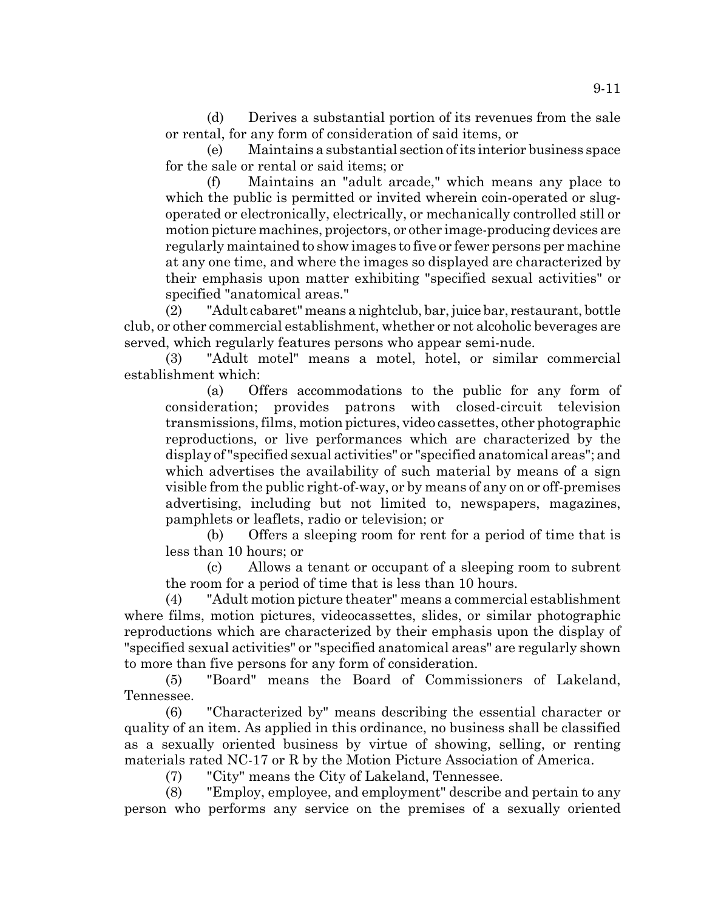(d) Derives a substantial portion of its revenues from the sale or rental, for any form of consideration of said items, or

(e) Maintains a substantial section of its interior business space for the sale or rental or said items; or

(f) Maintains an "adult arcade," which means any place to which the public is permitted or invited wherein coin-operated or slug-operated or electronically, electrically, or mechanically controlled still or motion picture machines, projectors, or other image-producing devices are regularly maintained to show images to five or fewer persons per machine at any one time, and where the images so displayed are characterized by their emphasis upon matter exhibiting "specified sexual activities" or specified "anatomical areas."

(2) "Adult cabaret" means a nightclub, bar, juice bar, restaurant, bottle club, or other commercial establishment, whether or not alcoholic beverages are served, which regularly features persons who appear semi-nude.

(3) "Adult motel" means a motel, hotel, or similar commercial establishment which:

(a) Offers accommodations to the public for any form of consideration; provides patrons with closed-circuit television transmissions, films, motion pictures, video cassettes, other photographic reproductions, or live performances which are characterized by the display of "specified sexual activities" or "specified anatomical areas"; and which advertises the availability of such material by means of a sign visible from the public right-of-way, or by means of any on or off-premises advertising, including but not limited to, newspapers, magazines, pamphlets or leaflets, radio or television; or

(b) Offers a sleeping room for rent for a period of time that is less than 10 hours; or

(c) Allows a tenant or occupant of a sleeping room to subrent the room for a period of time that is less than 10 hours.

(4) "Adult motion picture theater" means a commercial establishment where films, motion pictures, videocassettes, slides, or similar photographic reproductions which are characterized by their emphasis upon the display of "specified sexual activities" or "specified anatomical areas" are regularly shown to more than five persons for any form of consideration.

(5) "Board" means the Board of Commissioners of Lakeland, Tennessee.

(6) "Characterized by" means describing the essential character or quality of an item. As applied in this ordinance, no business shall be classified as a sexually oriented business by virtue of showing, selling, or renting materials rated NC-17 or R by the Motion Picture Association of America.

(7) "City" means the City of Lakeland, Tennessee.

(8) "Employ, employee, and employment" describe and pertain to any person who performs any service on the premises of a sexually oriented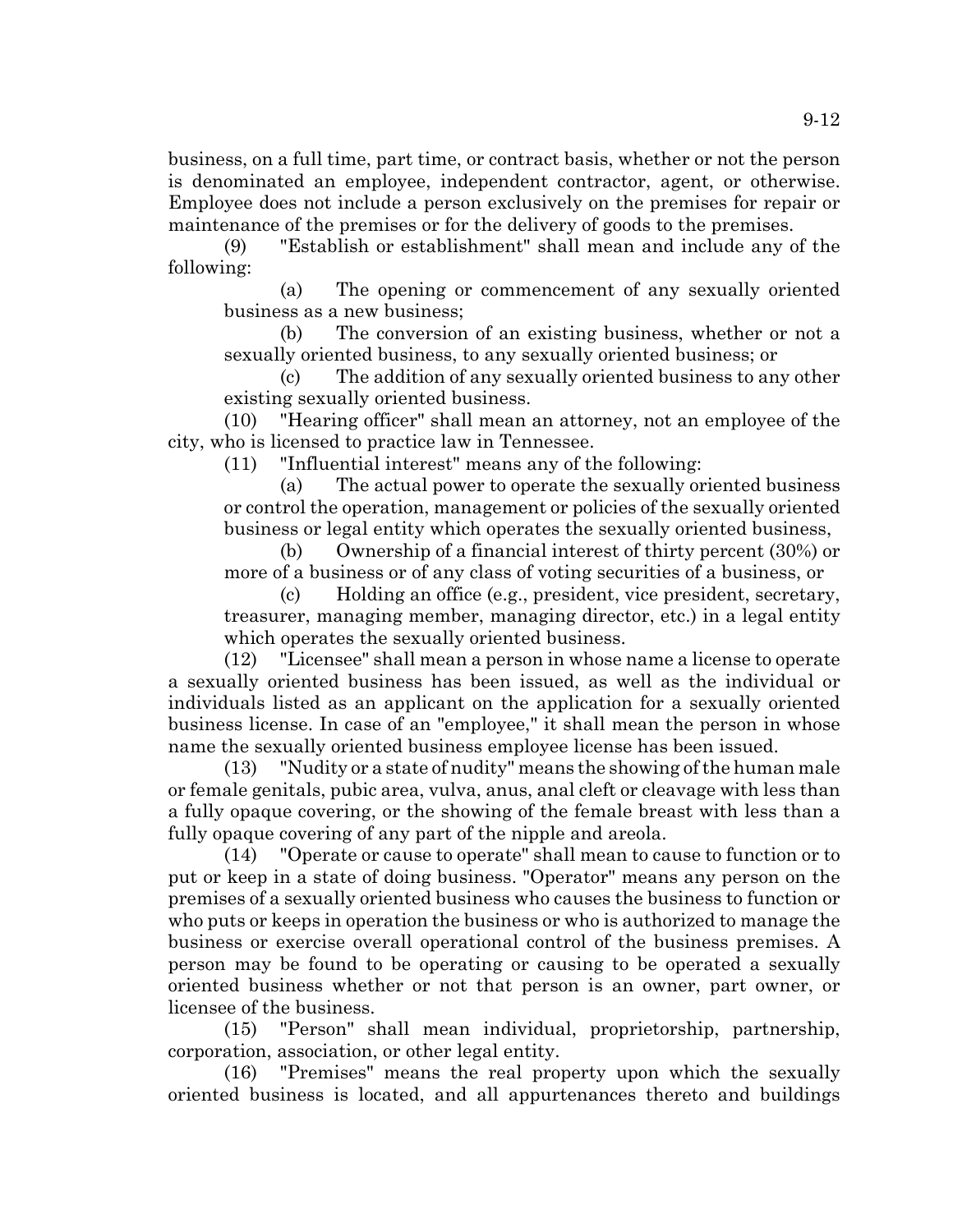business, on a full time, part time, or contract basis, whether or not the person is denominated an employee, independent contractor, agent, or otherwise. Employee does not include a person exclusively on the premises for repair or maintenance of the premises or for the delivery of goods to the premises.

(9) "Establish or establishment" shall mean and include any of the following:

(a) The opening or commencement of any sexually oriented business as a new business;

(b) The conversion of an existing business, whether or not a sexually oriented business, to any sexually oriented business; or

(c) The addition of any sexually oriented business to any other existing sexually oriented business.

(10) "Hearing officer" shall mean an attorney, not an employee of the city, who is licensed to practice law in Tennessee.

(11) "Influential interest" means any of the following:

(a) The actual power to operate the sexually oriented business or control the operation, management or policies of the sexually oriented business or legal entity which operates the sexually oriented business,

(b) Ownership of a financial interest of thirty percent (30%) or more of a business or of any class of voting securities of a business, or

(c) Holding an office (e.g., president, vice president, secretary, treasurer, managing member, managing director, etc.) in a legal entity which operates the sexually oriented business.

(12) "Licensee" shall mean a person in whose name a license to operate a sexually oriented business has been issued, as well as the individual or individuals listed as an applicant on the application for a sexually oriented business license. In case of an "employee," it shall mean the person in whose name the sexually oriented business employee license has been issued.

(13) "Nudity or a state of nudity" means the showing of the human male or female genitals, pubic area, vulva, anus, anal cleft or cleavage with less than a fully opaque covering, or the showing of the female breast with less than a fully opaque covering of any part of the nipple and areola.

(14) "Operate or cause to operate" shall mean to cause to function or to put or keep in a state of doing business. "Operator" means any person on the premises of a sexually oriented business who causes the business to function or who puts or keeps in operation the business or who is authorized to manage the business or exercise overall operational control of the business premises. A person may be found to be operating or causing to be operated a sexually oriented business whether or not that person is an owner, part owner, or licensee of the business.

(15) "Person" shall mean individual, proprietorship, partnership, corporation, association, or other legal entity.

(16) "Premises" means the real property upon which the sexually oriented business is located, and all appurtenances thereto and buildings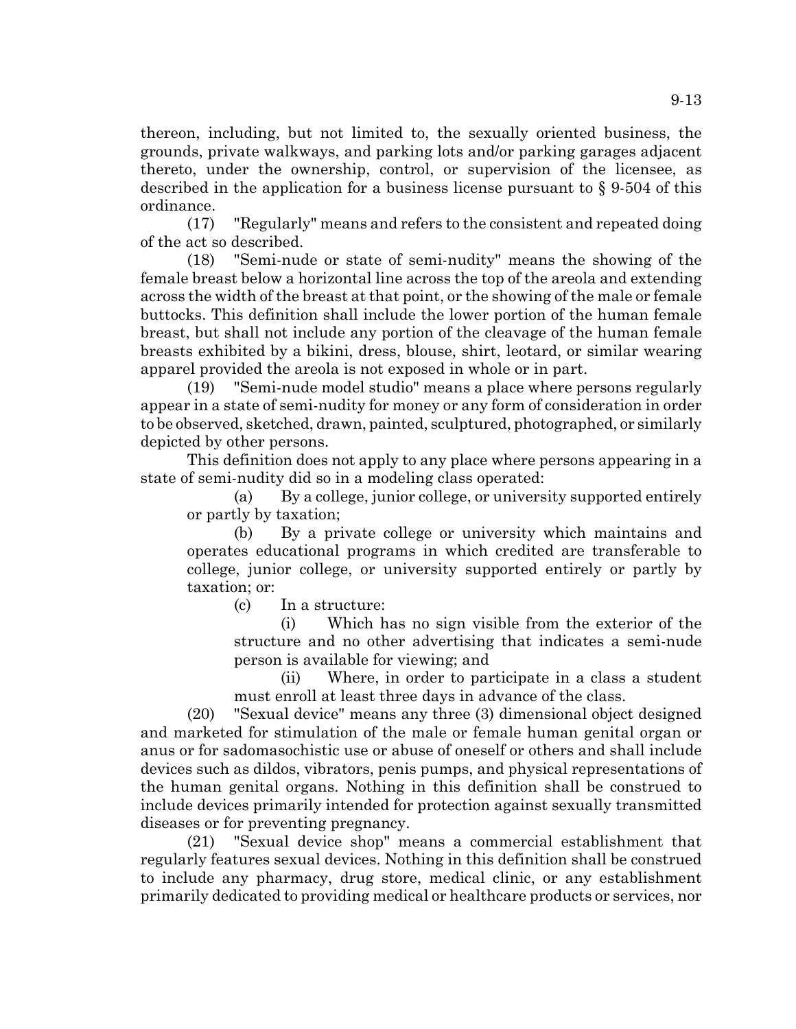thereon, including, but not limited to, the sexually oriented business, the grounds, private walkways, and parking lots and/or parking garages adjacent thereto, under the ownership, control, or supervision of the licensee, as described in the application for a business license pursuant to § 9-504 of this ordinance.

(17) "Regularly" means and refers to the consistent and repeated doing of the act so described.

(18) "Semi-nude or state of semi-nudity" means the showing of the female breast below a horizontal line across the top of the areola and extending across the width of the breast at that point, or the showing of the male or female buttocks. This definition shall include the lower portion of the human female breast, but shall not include any portion of the cleavage of the human female breasts exhibited by a bikini, dress, blouse, shirt, leotard, or similar wearing apparel provided the areola is not exposed in whole or in part.

(19) "Semi-nude model studio" means a place where persons regularly appear in a state of semi-nudity for money or any form of consideration in order to be observed, sketched, drawn, painted, sculptured, photographed, or similarly depicted by other persons.

This definition does not apply to any place where persons appearing in a state of semi-nudity did so in a modeling class operated:

(a) By a college, junior college, or university supported entirely or partly by taxation;

(b) By a private college or university which maintains and operates educational programs in which credited are transferable to college, junior college, or university supported entirely or partly by taxation; or:

(c) In a structure:

(i) Which has no sign visible from the exterior of the structure and no other advertising that indicates a semi-nude person is available for viewing; and

(ii) Where, in order to participate in a class a student must enroll at least three days in advance of the class.

(20) "Sexual device" means any three (3) dimensional object designed and marketed for stimulation of the male or female human genital organ or anus or for sadomasochistic use or abuse of oneself or others and shall include devices such as dildos, vibrators, penis pumps, and physical representations of the human genital organs. Nothing in this definition shall be construed to include devices primarily intended for protection against sexually transmitted diseases or for preventing pregnancy.

(21) "Sexual device shop" means a commercial establishment that regularly features sexual devices. Nothing in this definition shall be construed to include any pharmacy, drug store, medical clinic, or any establishment primarily dedicated to providing medical or healthcare products or services, nor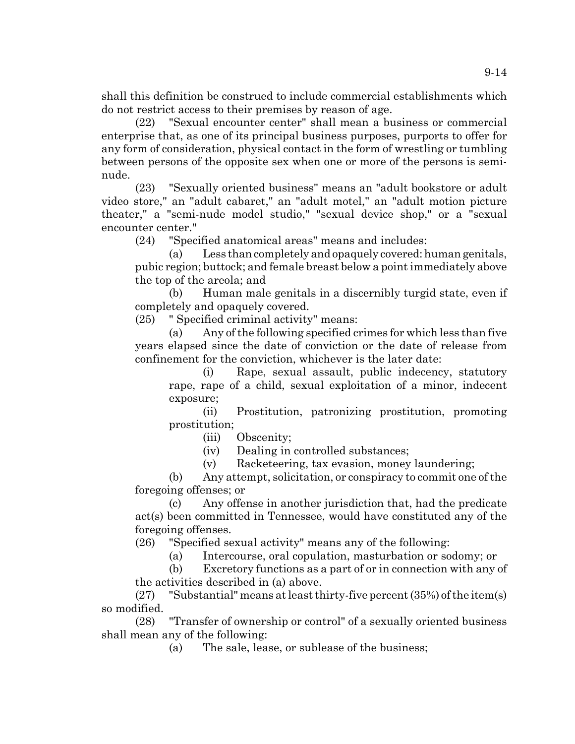shall this definition be construed to include commercial establishments which do not restrict access to their premises by reason of age.

(22) "Sexual encounter center" shall mean a business or commercial enterprise that, as one of its principal business purposes, purports to offer for any form of consideration, physical contact in the form of wrestling or tumbling between persons of the opposite sex when one or more of the persons is semi-nude.

(23) "Sexually oriented business" means an "adult bookstore or adult video store," an "adult cabaret," an "adult motel," an "adult motion picture theater," a "semi-nude model studio," "sexual device shop," or a "sexual encounter center."

(24) "Specified anatomical areas" means and includes:

(a) Less than completely and opaquely covered: human genitals, pubic region; buttock; and female breast below a point immediately above the top of the areola; and

(b) Human male genitals in a discernibly turgid state, even if completely and opaquely covered.

(25) " Specified criminal activity" means:

(a) Any of the following specified crimes for which less than five years elapsed since the date of conviction or the date of release from confinement for the conviction, whichever is the later date:

(i) Rape, sexual assault, public indecency, statutory rape, rape of a child, sexual exploitation of a minor, indecent exposure;

(ii) Prostitution, patronizing prostitution, promoting prostitution;

(iii) Obscenity;

(iv) Dealing in controlled substances;

(v) Racketeering, tax evasion, money laundering;

(b) Any attempt, solicitation, or conspiracy to commit one of the foregoing offenses; or

(c) Any offense in another jurisdiction that, had the predicate act(s) been committed in Tennessee, would have constituted any of the foregoing offenses.

(26) "Specified sexual activity" means any of the following:

(a) Intercourse, oral copulation, masturbation or sodomy; or

(b) Excretory functions as a part of or in connection with any of the activities described in (a) above.

(27) "Substantial" means at least thirty-five percent (35%) of the item(s) so modified.

(28) "Transfer of ownership or control" of a sexually oriented business shall mean any of the following:

(a) The sale, lease, or sublease of the business;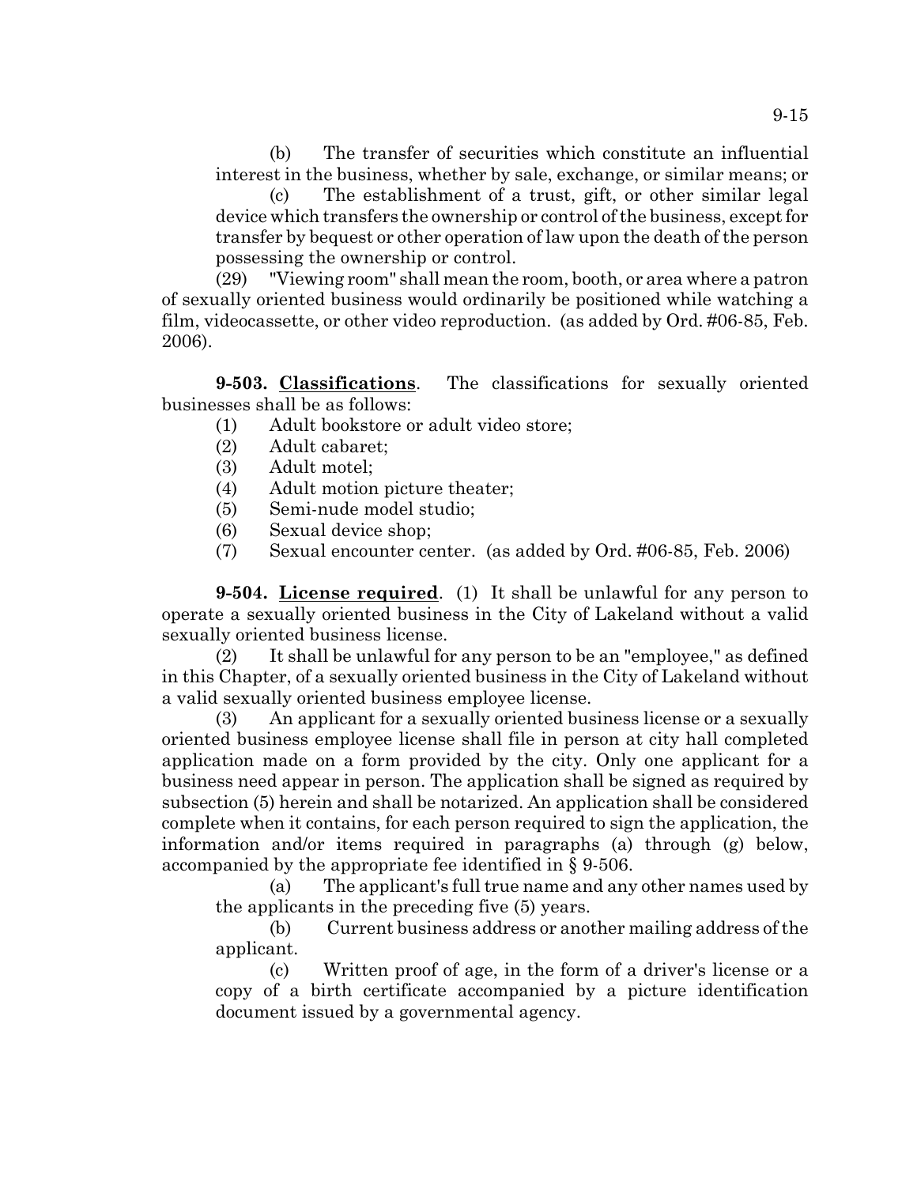(b) The transfer of securities which constitute an influential interest in the business, whether by sale, exchange, or similar means; or

(c) The establishment of a trust, gift, or other similar legal device which transfers the ownership or control of the business, except for transfer by bequest or other operation of law upon the death of the person possessing the ownership or control.

(29) "Viewing room" shall mean the room, booth, or area where a patron of sexually oriented business would ordinarily be positioned while watching a film, videocassette, or other video reproduction. (as added by Ord. #06-85, Feb. 2006).

**9-503. Classifications**. The classifications for sexually oriented businesses shall be as follows:

(1) Adult bookstore or adult video store;
(2) Adult cabaret;
(3) Adult motel;
(4) Adult motion picture theater;
(5) Semi-nude model studio;
(6) Sexual device shop;
(7) Sexual encounter center. (as added by Ord. #06-85, Feb. 2006)

**9-504. License required**. (1) It shall be unlawful for any person to operate a sexually oriented business in the City of Lakeland without a valid sexually oriented business license.

(2) It shall be unlawful for any person to be an "employee," as defined in this Chapter, of a sexually oriented business in the City of Lakeland without a valid sexually oriented business employee license.

(3) An applicant for a sexually oriented business license or a sexually oriented business employee license shall file in person at city hall completed application made on a form provided by the city. Only one applicant for a business need appear in person. The application shall be signed as required by subsection (5) herein and shall be notarized. An application shall be considered complete when it contains, for each person required to sign the application, the information and/or items required in paragraphs (a) through (g) below, accompanied by the appropriate fee identified in § 9-506.

(a) The applicant's full true name and any other names used by the applicants in the preceding five (5) years.

(b) Current business address or another mailing address of the applicant.

(c) Written proof of age, in the form of a driver's license or a copy of a birth certificate accompanied by a picture identification document issued by a governmental agency.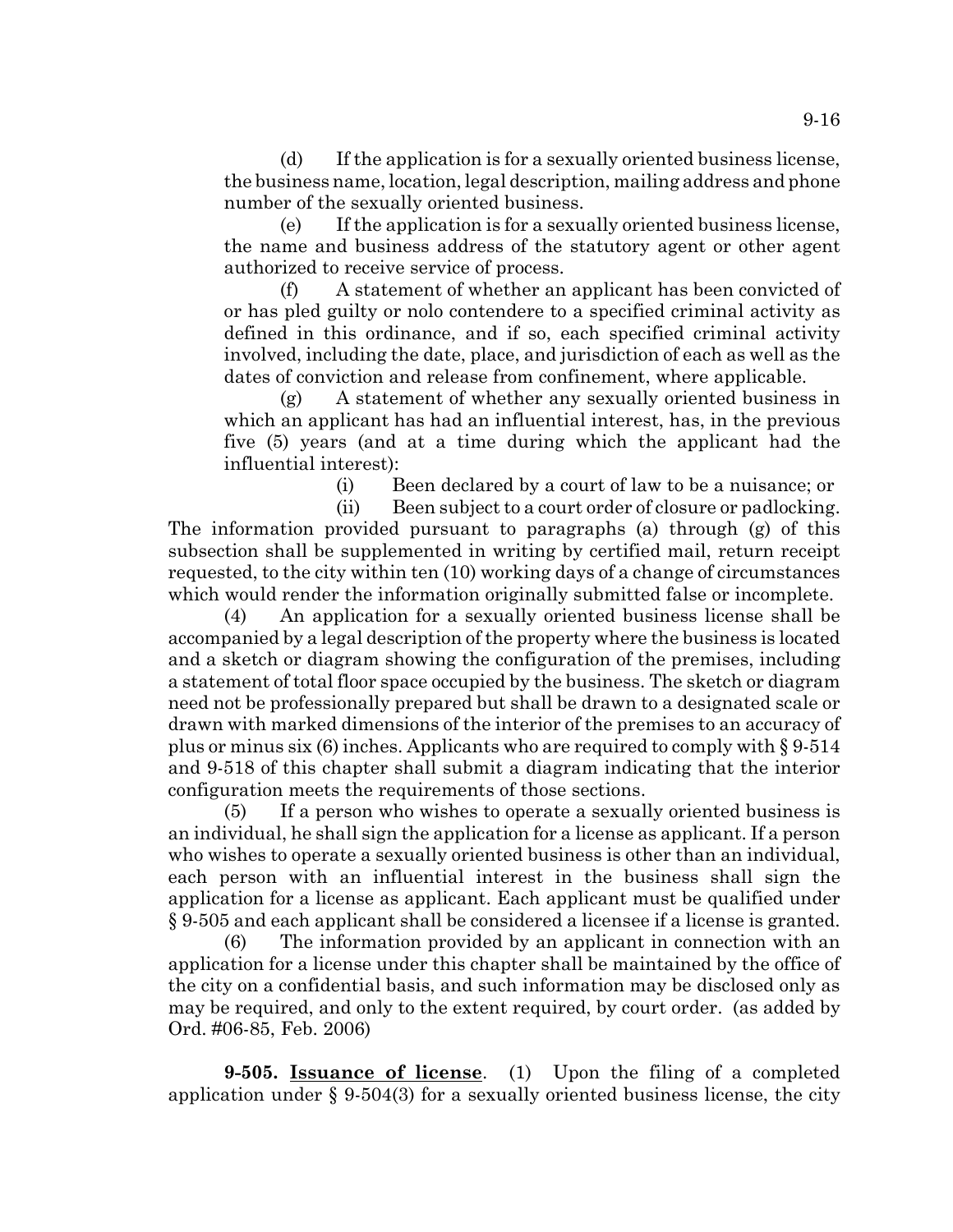(d) If the application is for a sexually oriented business license, the business name, location, legal description, mailing address and phone number of the sexually oriented business.

(e) If the application is for a sexually oriented business license, the name and business address of the statutory agent or other agent authorized to receive service of process.

(f) A statement of whether an applicant has been convicted of or has pled guilty or nolo contendere to a specified criminal activity as defined in this ordinance, and if so, each specified criminal activity involved, including the date, place, and jurisdiction of each as well as the dates of conviction and release from confinement, where applicable.

(g) A statement of whether any sexually oriented business in which an applicant has had an influential interest, has, in the previous five (5) years (and at a time during which the applicant had the influential interest):

(i) Been declared by a court of law to be a nuisance; or

(ii) Been subject to a court order of closure or padlocking.

The information provided pursuant to paragraphs (a) through (g) of this subsection shall be supplemented in writing by certified mail, return receipt requested, to the city within ten (10) working days of a change of circumstances which would render the information originally submitted false or incomplete.

(4) An application for a sexually oriented business license shall be accompanied by a legal description of the property where the business is located and a sketch or diagram showing the configuration of the premises, including a statement of total floor space occupied by the business. The sketch or diagram need not be professionally prepared but shall be drawn to a designated scale or drawn with marked dimensions of the interior of the premises to an accuracy of plus or minus six (6) inches. Applicants who are required to comply with § 9-514 and 9-518 of this chapter shall submit a diagram indicating that the interior configuration meets the requirements of those sections.

(5) If a person who wishes to operate a sexually oriented business is an individual, he shall sign the application for a license as applicant. If a person who wishes to operate a sexually oriented business is other than an individual, each person with an influential interest in the business shall sign the application for a license as applicant. Each applicant must be qualified under § 9-505 and each applicant shall be considered a licensee if a license is granted.

(6) The information provided by an applicant in connection with an application for a license under this chapter shall be maintained by the office of the city on a confidential basis, and such information may be disclosed only as may be required, and only to the extent required, by court order. (as added by Ord. #06-85, Feb. 2006)

**9-505. Issuance of license**. (1) Upon the filing of a completed application under § 9-504(3) for a sexually oriented business license, the city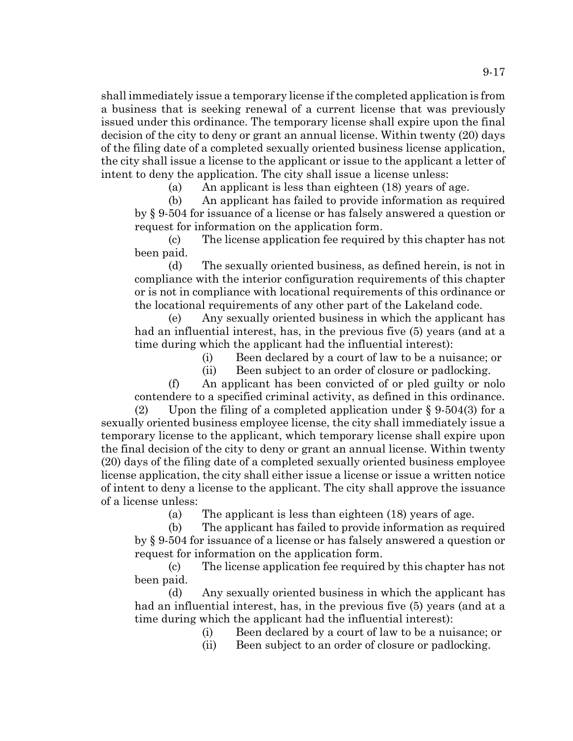shall immediately issue a temporary license if the completed application is from a business that is seeking renewal of a current license that was previously issued under this ordinance. The temporary license shall expire upon the final decision of the city to deny or grant an annual license. Within twenty (20) days of the filing date of a completed sexually oriented business license application, the city shall issue a license to the applicant or issue to the applicant a letter of intent to deny the application. The city shall issue a license unless:

(a) An applicant is less than eighteen (18) years of age.

(b) An applicant has failed to provide information as required by § 9-504 for issuance of a license or has falsely answered a question or request for information on the application form.

(c) The license application fee required by this chapter has not been paid.

(d) The sexually oriented business, as defined herein, is not in compliance with the interior configuration requirements of this chapter or is not in compliance with locational requirements of this ordinance or the locational requirements of any other part of the Lakeland code.

(e) Any sexually oriented business in which the applicant has had an influential interest, has, in the previous five (5) years (and at a time during which the applicant had the influential interest):

(i) Been declared by a court of law to be a nuisance; or

(ii) Been subject to an order of closure or padlocking.

(f) An applicant has been convicted of or pled guilty or nolo contendere to a specified criminal activity, as defined in this ordinance.

(2) Upon the filing of a completed application under § 9-504(3) for a sexually oriented business employee license, the city shall immediately issue a temporary license to the applicant, which temporary license shall expire upon the final decision of the city to deny or grant an annual license. Within twenty (20) days of the filing date of a completed sexually oriented business employee license application, the city shall either issue a license or issue a written notice of intent to deny a license to the applicant. The city shall approve the issuance of a license unless:

(a) The applicant is less than eighteen (18) years of age.

(b) The applicant has failed to provide information as required by § 9-504 for issuance of a license or has falsely answered a question or request for information on the application form.

(c) The license application fee required by this chapter has not been paid.

(d) Any sexually oriented business in which the applicant has had an influential interest, has, in the previous five (5) years (and at a time during which the applicant had the influential interest):

(i) Been declared by a court of law to be a nuisance; or

(ii) Been subject to an order of closure or padlocking.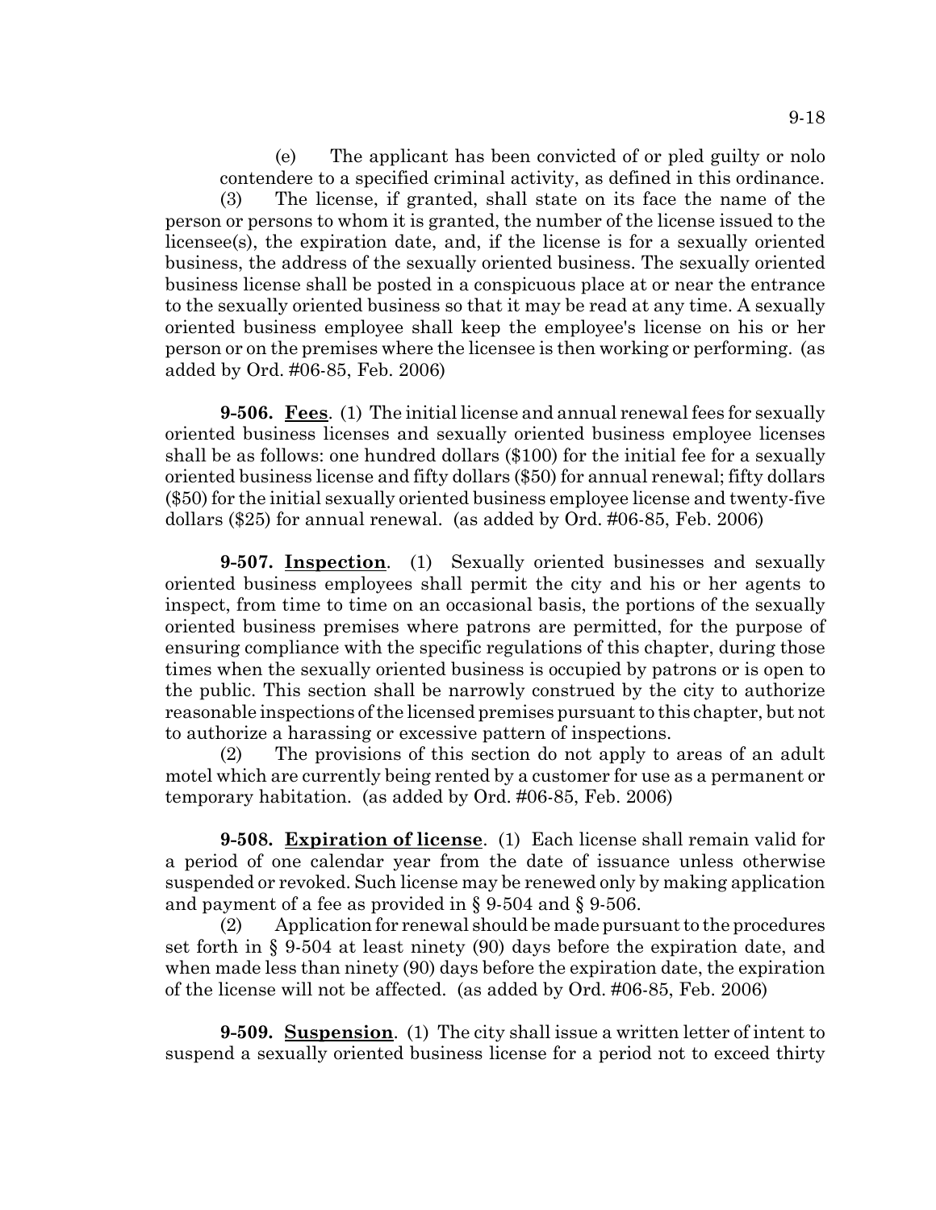(e) The applicant has been convicted of or pled guilty or nolo contendere to a specified criminal activity, as defined in this ordinance.

(3) The license, if granted, shall state on its face the name of the person or persons to whom it is granted, the number of the license issued to the licensee(s), the expiration date, and, if the license is for a sexually oriented business, the address of the sexually oriented business. The sexually oriented business license shall be posted in a conspicuous place at or near the entrance to the sexually oriented business so that it may be read at any time. A sexually oriented business employee shall keep the employee's license on his or her person or on the premises where the licensee is then working or performing. (as added by Ord. #06-85, Feb. 2006)

**9-506. Fees**. (1) The initial license and annual renewal fees for sexually oriented business licenses and sexually oriented business employee licenses shall be as follows: one hundred dollars ($100) for the initial fee for a sexually oriented business license and fifty dollars ($50) for annual renewal; fifty dollars ($50) for the initial sexually oriented business employee license and twenty-five dollars ($25) for annual renewal. (as added by Ord. #06-85, Feb. 2006)

**9-507. Inspection**. (1) Sexually oriented businesses and sexually oriented business employees shall permit the city and his or her agents to inspect, from time to time on an occasional basis, the portions of the sexually oriented business premises where patrons are permitted, for the purpose of ensuring compliance with the specific regulations of this chapter, during those times when the sexually oriented business is occupied by patrons or is open to the public. This section shall be narrowly construed by the city to authorize reasonable inspections of the licensed premises pursuant to this chapter, but not to authorize a harassing or excessive pattern of inspections.

(2) The provisions of this section do not apply to areas of an adult motel which are currently being rented by a customer for use as a permanent or temporary habitation. (as added by Ord. #06-85, Feb. 2006)

**9-508. Expiration of license**. (1) Each license shall remain valid for a period of one calendar year from the date of issuance unless otherwise suspended or revoked. Such license may be renewed only by making application and payment of a fee as provided in § 9-504 and § 9-506.

(2) Application for renewal should be made pursuant to the procedures set forth in § 9-504 at least ninety (90) days before the expiration date, and when made less than ninety (90) days before the expiration date, the expiration of the license will not be affected. (as added by Ord. #06-85, Feb. 2006)

**9-509. Suspension**. (1) The city shall issue a written letter of intent to suspend a sexually oriented business license for a period not to exceed thirty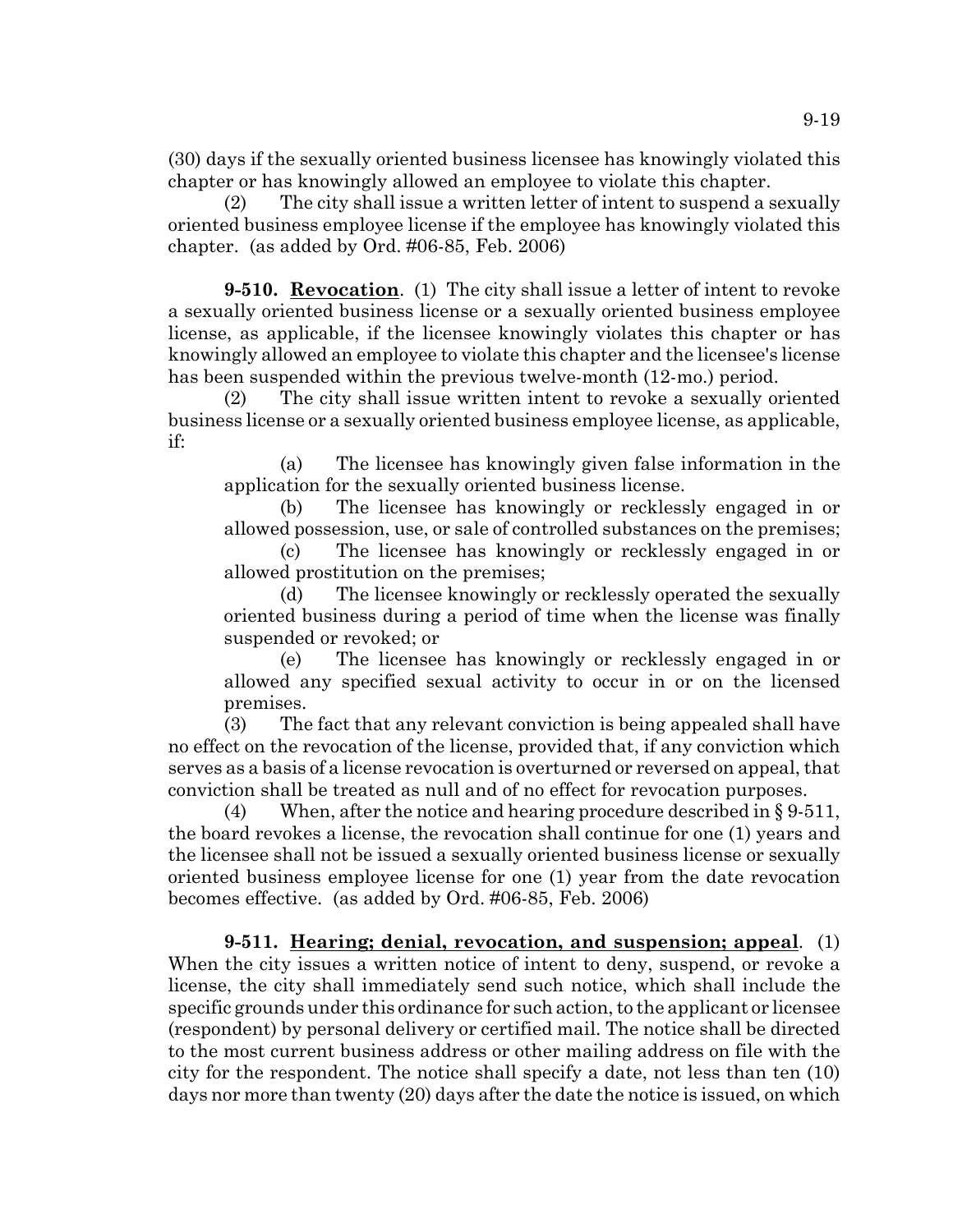(30) days if the sexually oriented business licensee has knowingly violated this chapter or has knowingly allowed an employee to violate this chapter.

(2) The city shall issue a written letter of intent to suspend a sexually oriented business employee license if the employee has knowingly violated this chapter. (as added by Ord. #06-85, Feb. 2006)

**9-510. Revocation**. (1) The city shall issue a letter of intent to revoke a sexually oriented business license or a sexually oriented business employee license, as applicable, if the licensee knowingly violates this chapter or has knowingly allowed an employee to violate this chapter and the licensee's license has been suspended within the previous twelve-month (12-mo.) period.

(2) The city shall issue written intent to revoke a sexually oriented business license or a sexually oriented business employee license, as applicable, if:

(a) The licensee has knowingly given false information in the application for the sexually oriented business license.

(b) The licensee has knowingly or recklessly engaged in or allowed possession, use, or sale of controlled substances on the premises;

(c) The licensee has knowingly or recklessly engaged in or allowed prostitution on the premises;

(d) The licensee knowingly or recklessly operated the sexually oriented business during a period of time when the license was finally suspended or revoked; or

(e) The licensee has knowingly or recklessly engaged in or allowed any specified sexual activity to occur in or on the licensed premises.

(3) The fact that any relevant conviction is being appealed shall have no effect on the revocation of the license, provided that, if any conviction which serves as a basis of a license revocation is overturned or reversed on appeal, that conviction shall be treated as null and of no effect for revocation purposes.

(4) When, after the notice and hearing procedure described in § 9-511, the board revokes a license, the revocation shall continue for one (1) years and the licensee shall not be issued a sexually oriented business license or sexually oriented business employee license for one (1) year from the date revocation becomes effective. (as added by Ord. #06-85, Feb. 2006)

**9-511. Hearing; denial, revocation, and suspension; appeal**. (1) When the city issues a written notice of intent to deny, suspend, or revoke a license, the city shall immediately send such notice, which shall include the specific grounds under this ordinance for such action, to the applicant or licensee (respondent) by personal delivery or certified mail. The notice shall be directed to the most current business address or other mailing address on file with the city for the respondent. The notice shall specify a date, not less than ten (10) days nor more than twenty (20) days after the date the notice is issued, on which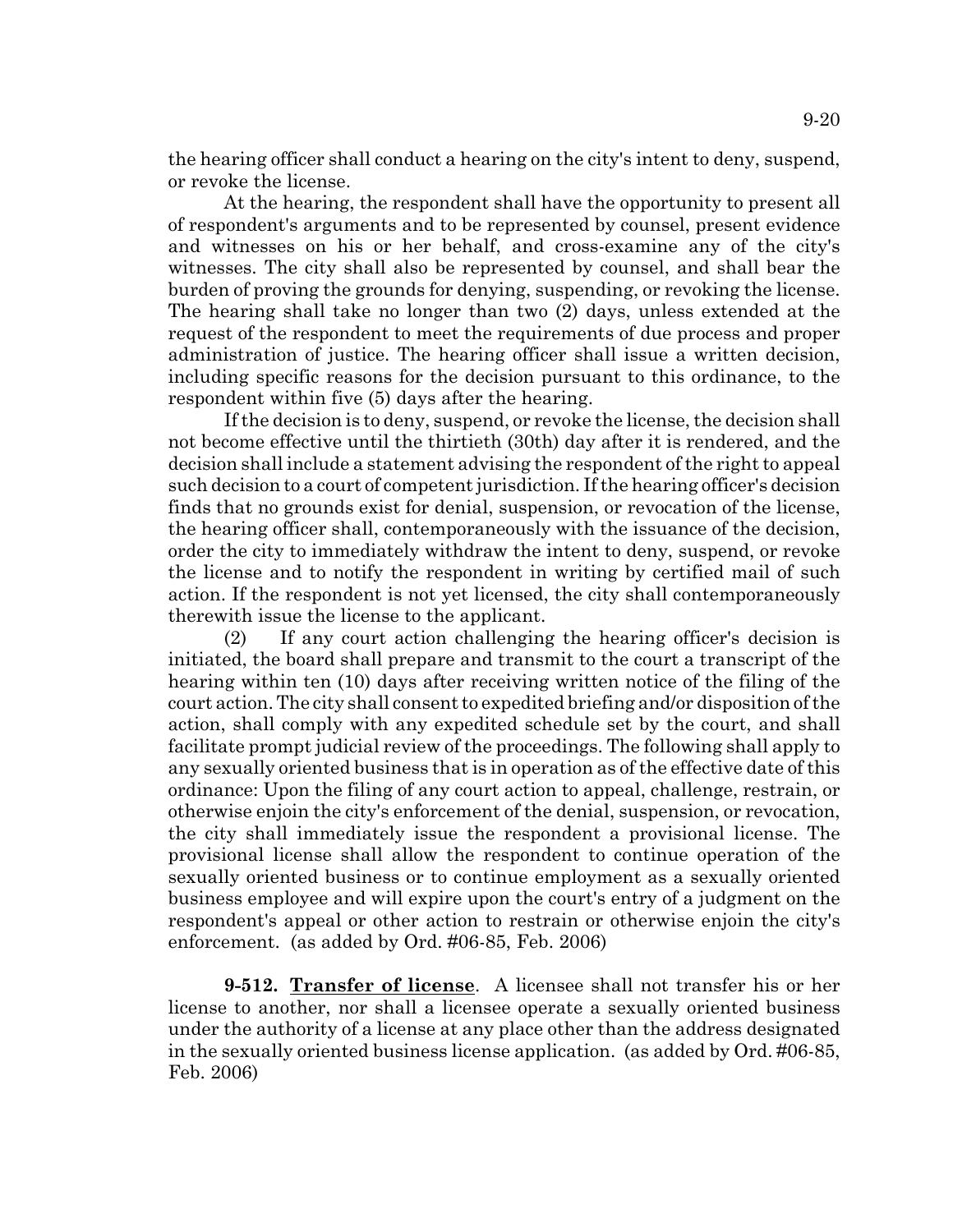the hearing officer shall conduct a hearing on the city's intent to deny, suspend, or revoke the license.

At the hearing, the respondent shall have the opportunity to present all of respondent's arguments and to be represented by counsel, present evidence and witnesses on his or her behalf, and cross-examine any of the city's witnesses. The city shall also be represented by counsel, and shall bear the burden of proving the grounds for denying, suspending, or revoking the license. The hearing shall take no longer than two (2) days, unless extended at the request of the respondent to meet the requirements of due process and proper administration of justice. The hearing officer shall issue a written decision, including specific reasons for the decision pursuant to this ordinance, to the respondent within five (5) days after the hearing.

If the decision is to deny, suspend, or revoke the license, the decision shall not become effective until the thirtieth (30th) day after it is rendered, and the decision shall include a statement advising the respondent of the right to appeal such decision to a court of competent jurisdiction. If the hearing officer's decision finds that no grounds exist for denial, suspension, or revocation of the license, the hearing officer shall, contemporaneously with the issuance of the decision, order the city to immediately withdraw the intent to deny, suspend, or revoke the license and to notify the respondent in writing by certified mail of such action. If the respondent is not yet licensed, the city shall contemporaneously therewith issue the license to the applicant.

(2) If any court action challenging the hearing officer's decision is initiated, the board shall prepare and transmit to the court a transcript of the hearing within ten (10) days after receiving written notice of the filing of the court action. The city shall consent to expedited briefing and/or disposition of the action, shall comply with any expedited schedule set by the court, and shall facilitate prompt judicial review of the proceedings. The following shall apply to any sexually oriented business that is in operation as of the effective date of this ordinance: Upon the filing of any court action to appeal, challenge, restrain, or otherwise enjoin the city's enforcement of the denial, suspension, or revocation, the city shall immediately issue the respondent a provisional license. The provisional license shall allow the respondent to continue operation of the sexually oriented business or to continue employment as a sexually oriented business employee and will expire upon the court's entry of a judgment on the respondent's appeal or other action to restrain or otherwise enjoin the city's enforcement. (as added by Ord. #06-85, Feb. 2006)

**9-512. Transfer of license**. A licensee shall not transfer his or her license to another, nor shall a licensee operate a sexually oriented business under the authority of a license at any place other than the address designated in the sexually oriented business license application. (as added by Ord. #06-85, Feb. 2006)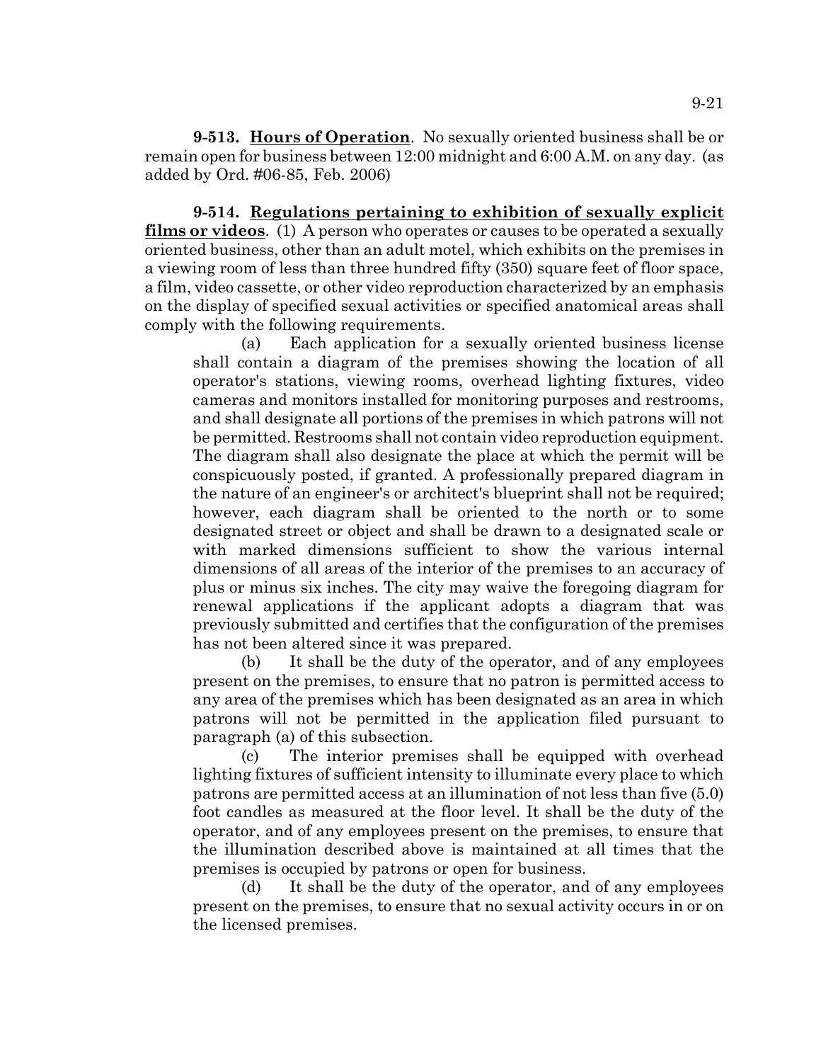**9-513. Hours of Operation**. No sexually oriented business shall be or remain open for business between 12:00 midnight and 6:00 A.M. on any day. (as added by Ord. #06-85, Feb. 2006)

**9-514. Regulations pertaining to exhibition of sexually explicit films or videos**. (1) A person who operates or causes to be operated a sexually oriented business, other than an adult motel, which exhibits on the premises in a viewing room of less than three hundred fifty (350) square feet of floor space, a film, video cassette, or other video reproduction characterized by an emphasis on the display of specified sexual activities or specified anatomical areas shall comply with the following requirements.

(a) Each application for a sexually oriented business license shall contain a diagram of the premises showing the location of all operator's stations, viewing rooms, overhead lighting fixtures, video cameras and monitors installed for monitoring purposes and restrooms, and shall designate all portions of the premises in which patrons will not be permitted. Restrooms shall not contain video reproduction equipment. The diagram shall also designate the place at which the permit will be conspicuously posted, if granted. A professionally prepared diagram in the nature of an engineer's or architect's blueprint shall not be required; however, each diagram shall be oriented to the north or to some designated street or object and shall be drawn to a designated scale or with marked dimensions sufficient to show the various internal dimensions of all areas of the interior of the premises to an accuracy of plus or minus six inches. The city may waive the foregoing diagram for renewal applications if the applicant adopts a diagram that was previously submitted and certifies that the configuration of the premises has not been altered since it was prepared.

(b) It shall be the duty of the operator, and of any employees present on the premises, to ensure that no patron is permitted access to any area of the premises which has been designated as an area in which patrons will not be permitted in the application filed pursuant to paragraph (a) of this subsection.

(c) The interior premises shall be equipped with overhead lighting fixtures of sufficient intensity to illuminate every place to which patrons are permitted access at an illumination of not less than five (5.0) foot candles as measured at the floor level. It shall be the duty of the operator, and of any employees present on the premises, to ensure that the illumination described above is maintained at all times that the premises is occupied by patrons or open for business.

(d) It shall be the duty of the operator, and of any employees present on the premises, to ensure that no sexual activity occurs in or on the licensed premises.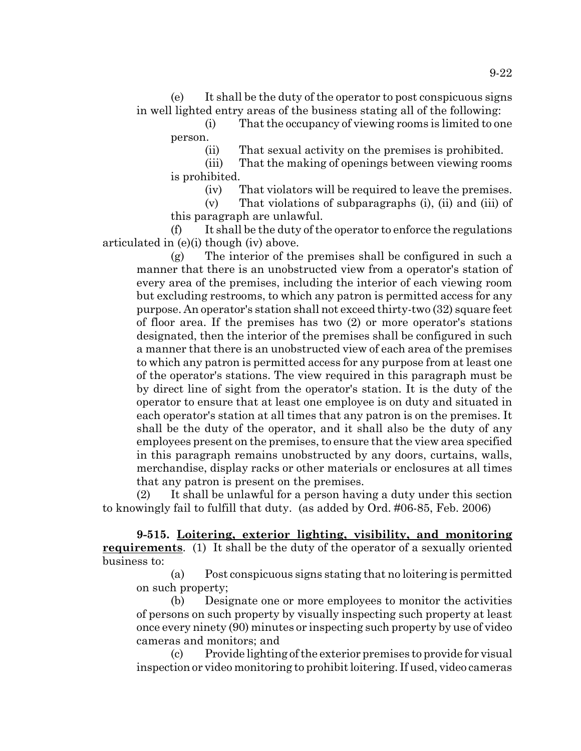(e) It shall be the duty of the operator to post conspicuous signs in well lighted entry areas of the business stating all of the following:

(i) That the occupancy of viewing rooms is limited to one person.

(ii) That sexual activity on the premises is prohibited.

(iii) That the making of openings between viewing rooms is prohibited.

(iv) That violators will be required to leave the premises.

(v) That violations of subparagraphs (i), (ii) and (iii) of this paragraph are unlawful.

(f) It shall be the duty of the operator to enforce the regulations articulated in (e)(i) though (iv) above.

(g) The interior of the premises shall be configured in such a manner that there is an unobstructed view from a operator's station of every area of the premises, including the interior of each viewing room but excluding restrooms, to which any patron is permitted access for any purpose. An operator's station shall not exceed thirty-two (32) square feet of floor area. If the premises has two (2) or more operator's stations designated, then the interior of the premises shall be configured in such a manner that there is an unobstructed view of each area of the premises to which any patron is permitted access for any purpose from at least one of the operator's stations. The view required in this paragraph must be by direct line of sight from the operator's station. It is the duty of the operator to ensure that at least one employee is on duty and situated in each operator's station at all times that any patron is on the premises. It shall be the duty of the operator, and it shall also be the duty of any employees present on the premises, to ensure that the view area specified in this paragraph remains unobstructed by any doors, curtains, walls, merchandise, display racks or other materials or enclosures at all times that any patron is present on the premises.

(2) It shall be unlawful for a person having a duty under this section to knowingly fail to fulfill that duty. (as added by Ord. #06-85, Feb. 2006)

**9-515. Loitering, exterior lighting, visibility, and monitoring requirements**. (1) It shall be the duty of the operator of a sexually oriented business to:

(a) Post conspicuous signs stating that no loitering is permitted on such property;

(b) Designate one or more employees to monitor the activities of persons on such property by visually inspecting such property at least once every ninety (90) minutes or inspecting such property by use of video cameras and monitors; and

(c) Provide lighting of the exterior premises to provide for visual inspection or video monitoring to prohibit loitering. If used, video cameras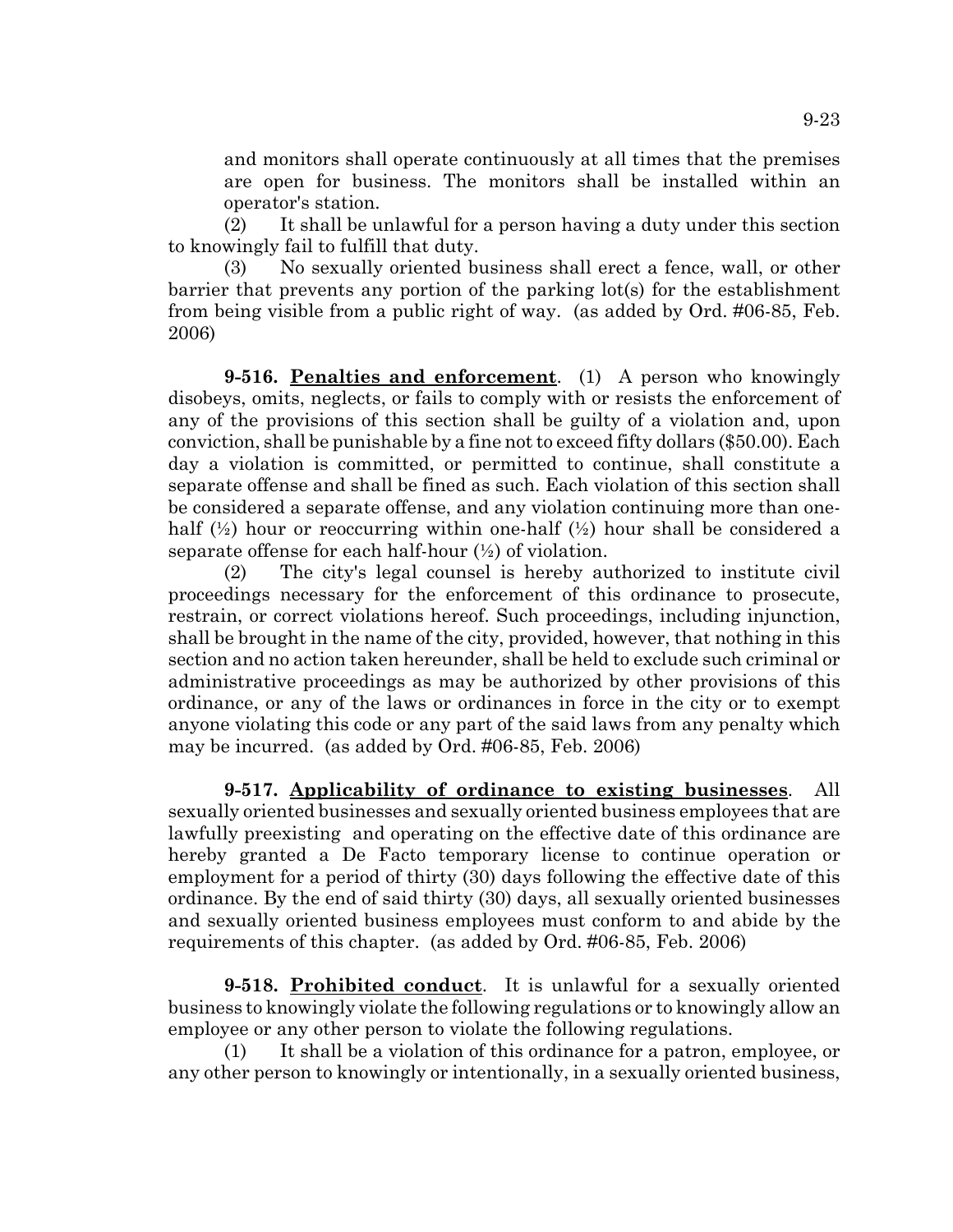and monitors shall operate continuously at all times that the premises are open for business. The monitors shall be installed within an operator's station.

(2) It shall be unlawful for a person having a duty under this section to knowingly fail to fulfill that duty.

(3) No sexually oriented business shall erect a fence, wall, or other barrier that prevents any portion of the parking lot(s) for the establishment from being visible from a public right of way. (as added by Ord. #06-85, Feb. 2006)

**9-516. Penalties and enforcement**. (1) A person who knowingly disobeys, omits, neglects, or fails to comply with or resists the enforcement of any of the provisions of this section shall be guilty of a violation and, upon conviction, shall be punishable by a fine not to exceed fifty dollars ($50.00). Each day a violation is committed, or permitted to continue, shall constitute a separate offense and shall be fined as such. Each violation of this section shall be considered a separate offense, and any violation continuing more than one-half (½) hour or reoccurring within one-half (½) hour shall be considered a separate offense for each half-hour (½) of violation.

(2) The city's legal counsel is hereby authorized to institute civil proceedings necessary for the enforcement of this ordinance to prosecute, restrain, or correct violations hereof. Such proceedings, including injunction, shall be brought in the name of the city, provided, however, that nothing in this section and no action taken hereunder, shall be held to exclude such criminal or administrative proceedings as may be authorized by other provisions of this ordinance, or any of the laws or ordinances in force in the city or to exempt anyone violating this code or any part of the said laws from any penalty which may be incurred. (as added by Ord. #06-85, Feb. 2006)

**9-517. Applicability of ordinance to existing businesses**. All sexually oriented businesses and sexually oriented business employees that are lawfully preexisting and operating on the effective date of this ordinance are hereby granted a De Facto temporary license to continue operation or employment for a period of thirty (30) days following the effective date of this ordinance. By the end of said thirty (30) days, all sexually oriented businesses and sexually oriented business employees must conform to and abide by the requirements of this chapter. (as added by Ord. #06-85, Feb. 2006)

**9-518. Prohibited conduct**. It is unlawful for a sexually oriented business to knowingly violate the following regulations or to knowingly allow an employee or any other person to violate the following regulations.

(1) It shall be a violation of this ordinance for a patron, employee, or any other person to knowingly or intentionally, in a sexually oriented business,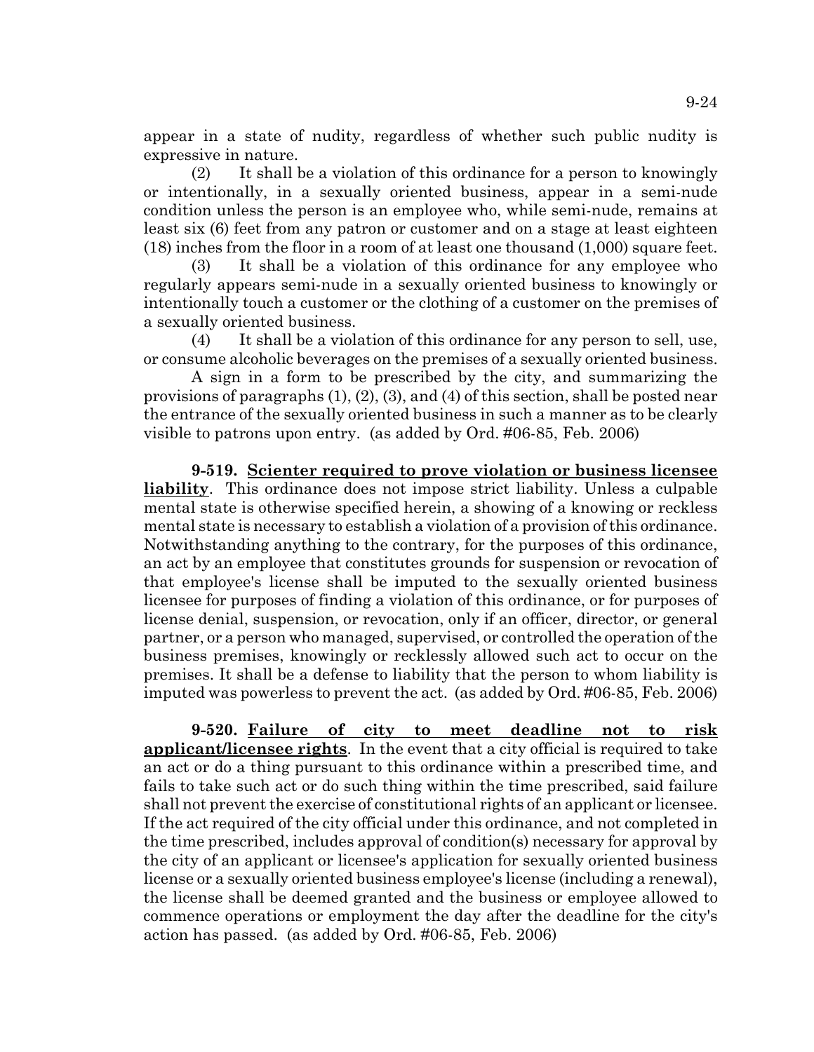appear in a state of nudity, regardless of whether such public nudity is expressive in nature.

(2) It shall be a violation of this ordinance for a person to knowingly or intentionally, in a sexually oriented business, appear in a semi-nude condition unless the person is an employee who, while semi-nude, remains at least six (6) feet from any patron or customer and on a stage at least eighteen (18) inches from the floor in a room of at least one thousand (1,000) square feet.

(3) It shall be a violation of this ordinance for any employee who regularly appears semi-nude in a sexually oriented business to knowingly or intentionally touch a customer or the clothing of a customer on the premises of a sexually oriented business.

(4) It shall be a violation of this ordinance for any person to sell, use, or consume alcoholic beverages on the premises of a sexually oriented business.

A sign in a form to be prescribed by the city, and summarizing the provisions of paragraphs (1), (2), (3), and (4) of this section, shall be posted near the entrance of the sexually oriented business in such a manner as to be clearly visible to patrons upon entry. (as added by Ord. #06-85, Feb. 2006)

**9-519. Scienter required to prove violation or business licensee liability**. This ordinance does not impose strict liability. Unless a culpable mental state is otherwise specified herein, a showing of a knowing or reckless mental state is necessary to establish a violation of a provision of this ordinance. Notwithstanding anything to the contrary, for the purposes of this ordinance, an act by an employee that constitutes grounds for suspension or revocation of that employee's license shall be imputed to the sexually oriented business licensee for purposes of finding a violation of this ordinance, or for purposes of license denial, suspension, or revocation, only if an officer, director, or general partner, or a person who managed, supervised, or controlled the operation of the business premises, knowingly or recklessly allowed such act to occur on the premises. It shall be a defense to liability that the person to whom liability is imputed was powerless to prevent the act. (as added by Ord. #06-85, Feb. 2006)

**9-520. Failure of city to meet deadline not to risk applicant/licensee rights**. In the event that a city official is required to take an act or do a thing pursuant to this ordinance within a prescribed time, and fails to take such act or do such thing within the time prescribed, said failure shall not prevent the exercise of constitutional rights of an applicant or licensee. If the act required of the city official under this ordinance, and not completed in the time prescribed, includes approval of condition(s) necessary for approval by the city of an applicant or licensee's application for sexually oriented business license or a sexually oriented business employee's license (including a renewal), the license shall be deemed granted and the business or employee allowed to commence operations or employment the day after the deadline for the city's action has passed. (as added by Ord. #06-85, Feb. 2006)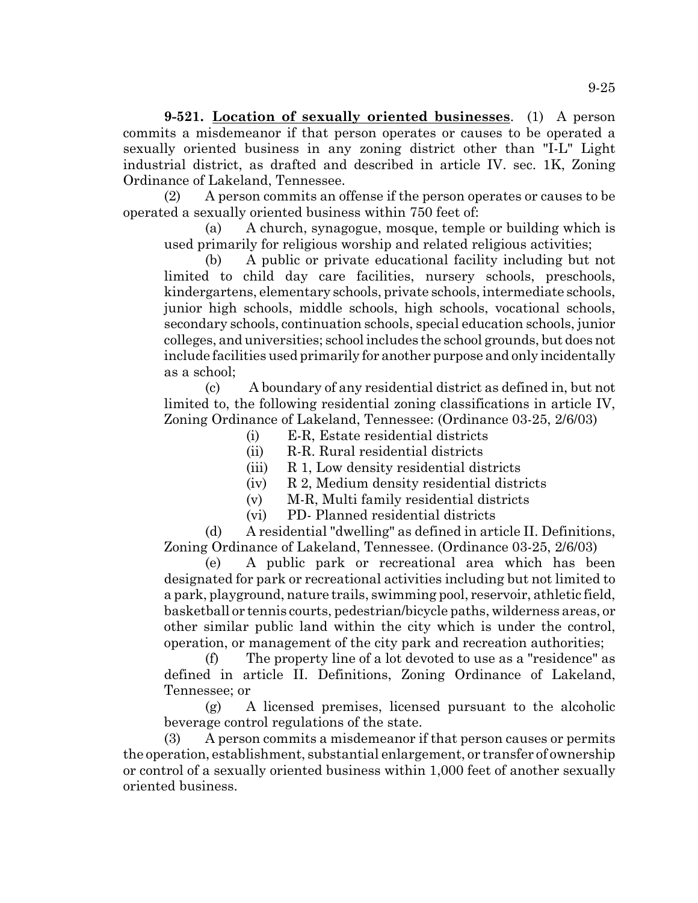**9-521. Location of sexually oriented businesses**. (1) A person commits a misdemeanor if that person operates or causes to be operated a sexually oriented business in any zoning district other than "I-L" Light industrial district, as drafted and described in article IV. sec. 1K, Zoning Ordinance of Lakeland, Tennessee.

(2) A person commits an offense if the person operates or causes to be operated a sexually oriented business within 750 feet of:

(a) A church, synagogue, mosque, temple or building which is used primarily for religious worship and related religious activities;

(b) A public or private educational facility including but not limited to child day care facilities, nursery schools, preschools, kindergartens, elementary schools, private schools, intermediate schools, junior high schools, middle schools, high schools, vocational schools, secondary schools, continuation schools, special education schools, junior colleges, and universities; school includes the school grounds, but does not include facilities used primarily for another purpose and only incidentally as a school;

(c) A boundary of any residential district as defined in, but not limited to, the following residential zoning classifications in article IV, Zoning Ordinance of Lakeland, Tennessee: (Ordinance 03-25, 2/6/03)

(i) E-R, Estate residential districts

(ii) R-R. Rural residential districts

(iii) R 1, Low density residential districts

(iv) R 2, Medium density residential districts

(v) M-R, Multi family residential districts

(vi) PD- Planned residential districts

(d) A residential "dwelling" as defined in article II. Definitions, Zoning Ordinance of Lakeland, Tennessee. (Ordinance 03-25, 2/6/03)

(e) A public park or recreational area which has been designated for park or recreational activities including but not limited to a park, playground, nature trails, swimming pool, reservoir, athletic field, basketball or tennis courts, pedestrian/bicycle paths, wilderness areas, or other similar public land within the city which is under the control, operation, or management of the city park and recreation authorities;

(f) The property line of a lot devoted to use as a "residence" as defined in article II. Definitions, Zoning Ordinance of Lakeland, Tennessee; or

(g) A licensed premises, licensed pursuant to the alcoholic beverage control regulations of the state.

(3) A person commits a misdemeanor if that person causes or permits the operation, establishment, substantial enlargement, or transfer of ownership or control of a sexually oriented business within 1,000 feet of another sexually oriented business.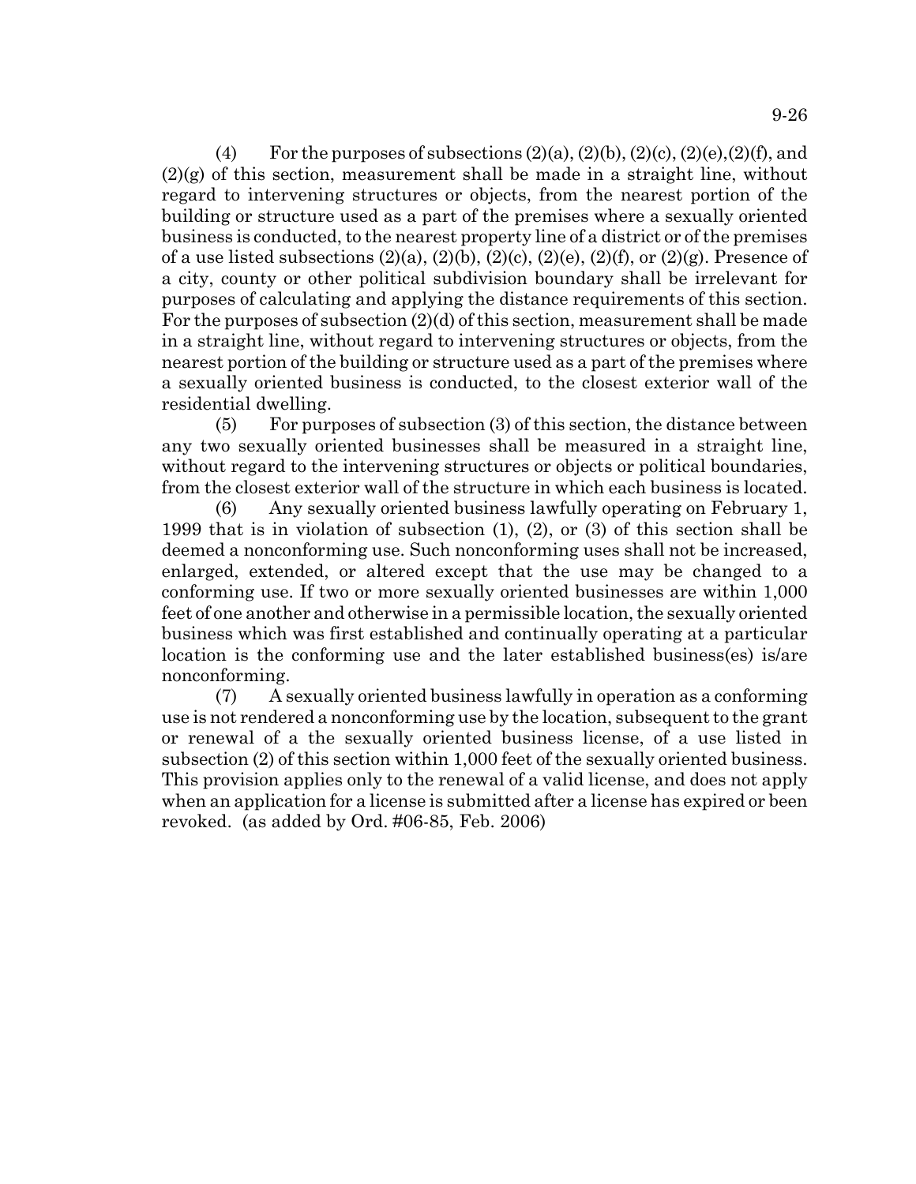(4) For the purposes of subsections (2)(a), (2)(b), (2)(c), (2)(e),(2)(f), and (2)(g) of this section, measurement shall be made in a straight line, without regard to intervening structures or objects, from the nearest portion of the building or structure used as a part of the premises where a sexually oriented business is conducted, to the nearest property line of a district or of the premises of a use listed subsections (2)(a), (2)(b), (2)(c), (2)(e), (2)(f), or (2)(g). Presence of a city, county or other political subdivision boundary shall be irrelevant for purposes of calculating and applying the distance requirements of this section. For the purposes of subsection (2)(d) of this section, measurement shall be made in a straight line, without regard to intervening structures or objects, from the nearest portion of the building or structure used as a part of the premises where a sexually oriented business is conducted, to the closest exterior wall of the residential dwelling.

(5) For purposes of subsection (3) of this section, the distance between any two sexually oriented businesses shall be measured in a straight line, without regard to the intervening structures or objects or political boundaries, from the closest exterior wall of the structure in which each business is located.

(6) Any sexually oriented business lawfully operating on February 1, 1999 that is in violation of subsection (1), (2), or (3) of this section shall be deemed a nonconforming use. Such nonconforming uses shall not be increased, enlarged, extended, or altered except that the use may be changed to a conforming use. If two or more sexually oriented businesses are within 1,000 feet of one another and otherwise in a permissible location, the sexually oriented business which was first established and continually operating at a particular location is the conforming use and the later established business(es) is/are nonconforming.

(7) A sexually oriented business lawfully in operation as a conforming use is not rendered a nonconforming use by the location, subsequent to the grant or renewal of a the sexually oriented business license, of a use listed in subsection (2) of this section within 1,000 feet of the sexually oriented business. This provision applies only to the renewal of a valid license, and does not apply when an application for a license is submitted after a license has expired or been revoked. (as added by Ord. #06-85, Feb. 2006)